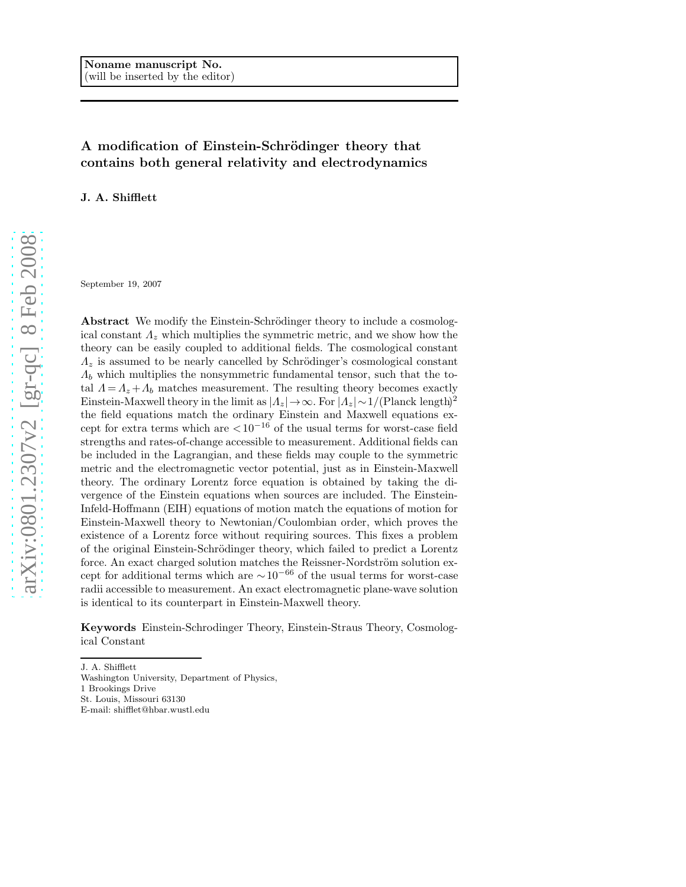Noname manuscript No.
(will be inserted by the editor)

# A modification of Einstein-Schrödinger theory that contains both general relativity and electrodynamics

**J. A. Shifflett**

September 19, 2007

**Abstract** We modify the Einstein-Schrödinger theory to include a cosmological constant $\Lambda_z$ which multiplies the symmetric metric, and we show how the theory can be easily coupled to additional fields. The cosmological constant $\Lambda_z$ is assumed to be nearly cancelled by Schrödinger's cosmological constant $\Lambda_b$ which multiplies the nonsymmetric fundamental tensor, such that the total $\Lambda = \Lambda_z + \Lambda_b$ matches measurement. The resulting theory becomes exactly Einstein-Maxwell theory in the limit as $|\Lambda_z| \to \infty$. For $|\Lambda_z| \sim 1/(\text{Planck length})^2$ the field equations match the ordinary Einstein and Maxwell equations except for extra terms which are $< 10^{-16}$ of the usual terms for worst-case field strengths and rates-of-change accessible to measurement. Additional fields can be included in the Lagrangian, and these fields may couple to the symmetric metric and the electromagnetic vector potential, just as in Einstein-Maxwell theory. The ordinary Lorentz force equation is obtained by taking the divergence of the Einstein equations when sources are included. The Einstein-Infeld-Hoffmann (EIH) equations of motion match the equations of motion for Einstein-Maxwell theory to Newtonian/Coulombian order, which proves the existence of a Lorentz force without requiring sources. This fixes a problem of the original Einstein-Schrödinger theory, which failed to predict a Lorentz force. An exact charged solution matches the Reissner-Nordström solution except for additional terms which are $\sim 10^{-66}$ of the usual terms for worst-case radii accessible to measurement. An exact electromagnetic plane-wave solution is identical to its counterpart in Einstein-Maxwell theory.

**Keywords** Einstein-Schrodinger Theory, Einstein-Straus Theory, Cosmological Constant

J. A. Shifflett
Washington University, Department of Physics,
1 Brookings Drive
St. Louis, Missouri 63130
E-mail: shifflet@hbar.wustl.edu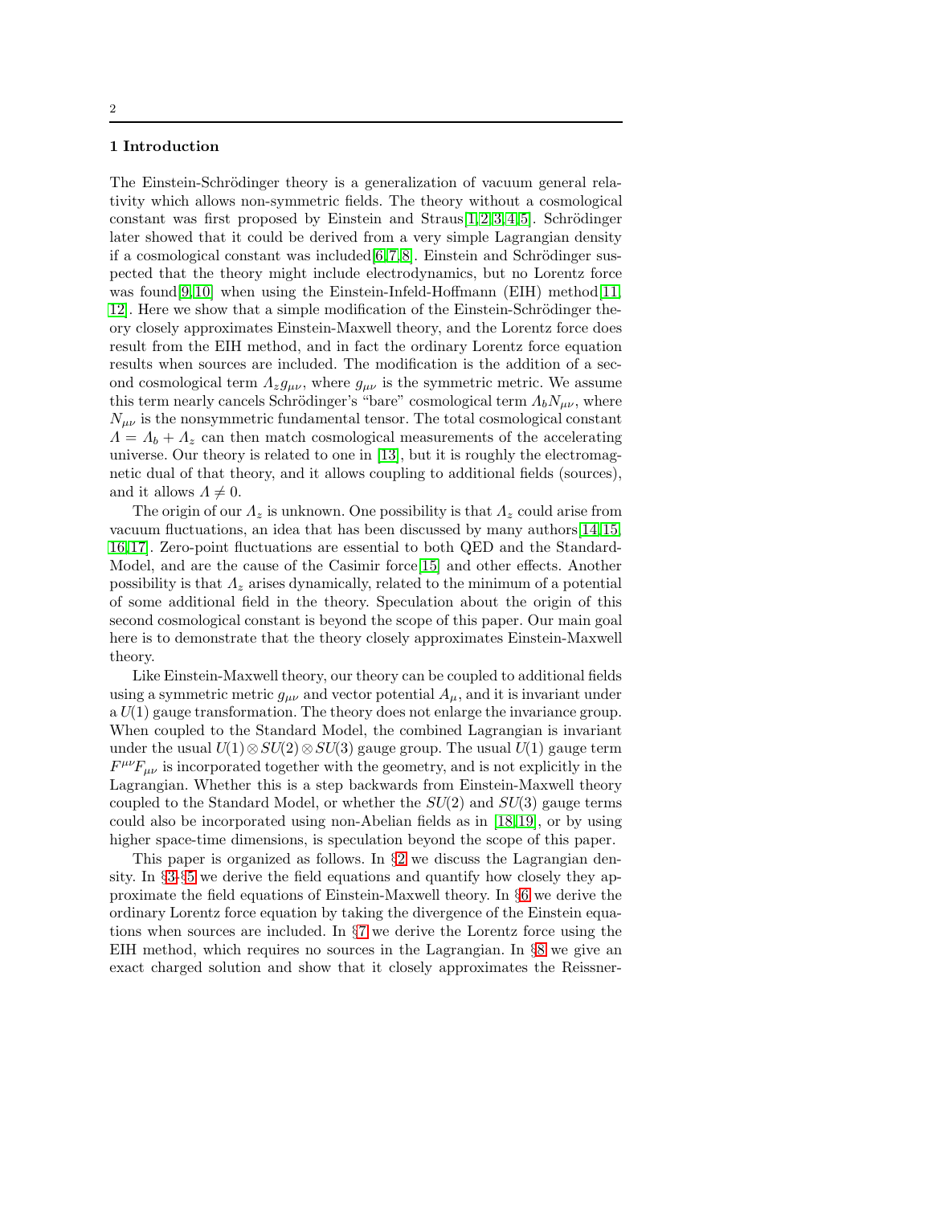## 1 Introduction

The Einstein-Schrödinger theory is a generalization of vacuum general relativity which allows non-symmetric fields. The theory without a cosmological constant was first proposed by Einstein and Straus[1,2,3,4,5]. Schrödinger later showed that it could be derived from a very simple Lagrangian density if a cosmological constant was included[6,7,8]. Einstein and Schrödinger suspected that the theory might include electrodynamics, but no Lorentz force was found[9,10] when using the Einstein-Infeld-Hoffmann (EIH) method[11,12]. Here we show that a simple modification of the Einstein-Schrödinger theory closely approximates Einstein-Maxwell theory, and the Lorentz force does result from the EIH method, and in fact the ordinary Lorentz force equation results when sources are included. The modification is the addition of a second cosmological term $\Lambda_z g_{\mu\nu}$, where $g_{\mu\nu}$ is the symmetric metric. We assume this term nearly cancels Schrödinger's "bare" cosmological term $\Lambda_b N_{\mu\nu}$, where $N_{\mu\nu}$ is the nonsymmetric fundamental tensor. The total cosmological constant $\Lambda = \Lambda_b + \Lambda_z$ can then match cosmological measurements of the accelerating universe. Our theory is related to one in [13], but it is roughly the electromagnetic dual of that theory, and it allows coupling to additional fields (sources), and it allows $\Lambda \neq 0$.

The origin of our $\Lambda_z$ is unknown. One possibility is that $\Lambda_z$ could arise from vacuum fluctuations, an idea that has been discussed by many authors[14,15,16,17]. Zero-point fluctuations are essential to both QED and the Standard-Model, and are the cause of the Casimir force[15] and other effects. Another possibility is that $\Lambda_z$ arises dynamically, related to the minimum of a potential of some additional field in the theory. Speculation about the origin of this second cosmological constant is beyond the scope of this paper. Our main goal here is to demonstrate that the theory closely approximates Einstein-Maxwell theory.

Like Einstein-Maxwell theory, our theory can be coupled to additional fields using a symmetric metric $g_{\mu\nu}$ and vector potential $A_\mu$, and it is invariant under a $U(1)$ gauge transformation. The theory does not enlarge the invariance group. When coupled to the Standard Model, the combined Lagrangian is invariant under the usual $U(1)\otimes SU(2)\otimes SU(3)$ gauge group. The usual $U(1)$ gauge term $F^{\mu\nu}F_{\mu\nu}$ is incorporated together with the geometry, and is not explicitly in the Lagrangian. Whether this is a step backwards from Einstein-Maxwell theory coupled to the Standard Model, or whether the $SU(2)$ and $SU(3)$ gauge terms could also be incorporated using non-Abelian fields as in [18,19], or by using higher space-time dimensions, is speculation beyond the scope of this paper.

This paper is organized as follows. In §2 we discuss the Lagrangian density. In §3-§5 we derive the field equations and quantify how closely they approximate the field equations of Einstein-Maxwell theory. In §6 we derive the ordinary Lorentz force equation by taking the divergence of the Einstein equations when sources are included. In §7 we derive the Lorentz force using the EIH method, which requires no sources in the Lagrangian. In §8 we give an exact charged solution and show that it closely approximates the Reissner-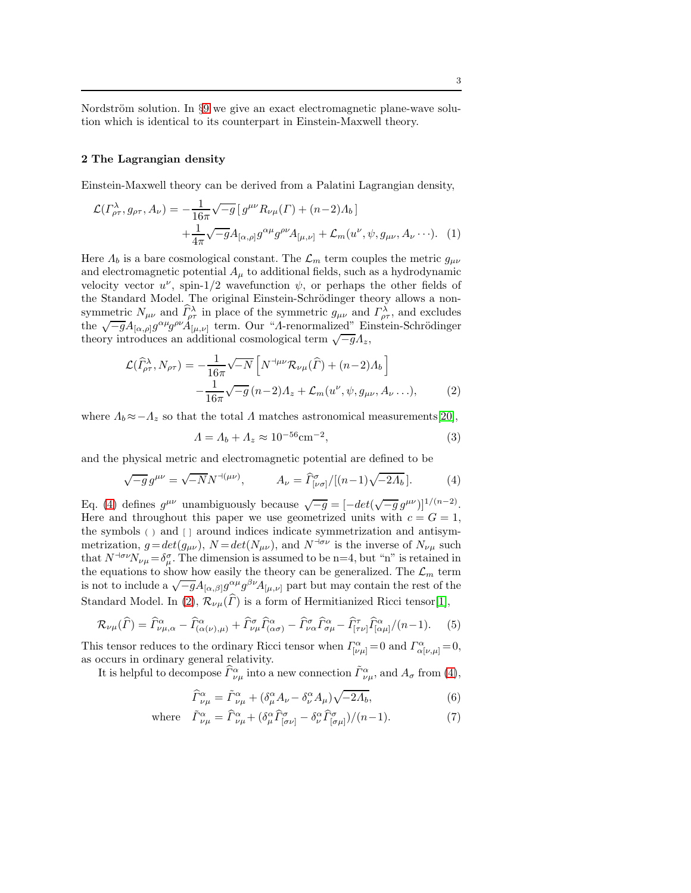Nordström solution. In §9 we give an exact electromagnetic plane-wave solution which is identical to its counterpart in Einstein-Maxwell theory.

## 2 The Lagrangian density

Einstein-Maxwell theory can be derived from a Palatini Lagrangian density,

$$\mathcal{L}(\Gamma^\lambda_{\rho\tau}, g_{\rho\tau}, A_\nu) = -\frac{1}{16\pi}\sqrt{-g}\,[\,g^{\mu\nu}R_{\nu\mu}(\Gamma) + (n-2)\Lambda_b\,] \\ +\frac{1}{4\pi}\sqrt{-g}A_{[\alpha,\rho]}g^{\alpha\mu}g^{\rho\nu}A_{[\mu,\nu]} + \mathcal{L}_m(u^\nu, \psi, g_{\mu\nu}, A_\nu\cdots). \quad (1)$$

Here $\Lambda_b$ is a bare cosmological constant. The $\mathcal{L}_m$ term couples the metric $g_{\mu\nu}$ and electromagnetic potential $A_\mu$ to additional fields, such as a hydrodynamic velocity vector $u^\nu$, spin-1/2 wavefunction $\psi$, or perhaps the other fields of the Standard Model. The original Einstein-Schrödinger theory allows a non-symmetric $N_{\mu\nu}$ and $\widehat{\Gamma}^\lambda_{\rho\tau}$ in place of the symmetric $g_{\mu\nu}$ and $\Gamma^\lambda_{\rho\tau}$, and excludes the $\sqrt{-g}A_{[\alpha,\rho]}g^{\alpha\mu}g^{\rho\nu}A_{[\mu,\nu]}$ term. Our "$\Lambda$-renormalized" Einstein-Schrödinger theory introduces an additional cosmological term $\sqrt{-g}\Lambda_z$,

$$\mathcal{L}(\widehat{\Gamma}^\lambda_{\rho\tau}, N_{\rho\tau}) = -\frac{1}{16\pi}\sqrt{-N}\left[N^{\dashv\mu\nu}\mathcal{R}_{\nu\mu}(\widehat{\Gamma}) + (n-2)\Lambda_b\right] \\ -\frac{1}{16\pi}\sqrt{-g}\,(n-2)\Lambda_z + \mathcal{L}_m(u^\nu, \psi, g_{\mu\nu}, A_\nu\ldots), \quad (2)$$

where $\Lambda_b \approx -\Lambda_z$ so that the total $\Lambda$ matches astronomical measurements[20],

$$\Lambda = \Lambda_b + \Lambda_z \approx 10^{-56}\text{cm}^{-2}, \quad (3)$$

and the physical metric and electromagnetic potential are defined to be

$$\sqrt{-g}\,g^{\mu\nu} = \sqrt{-N}N^{\dashv(\mu\nu)}, \qquad A_\nu = \widehat{\Gamma}^\sigma_{[\nu\sigma]}/[(n-1)\sqrt{-2\Lambda_b}]. \quad (4)$$

Eq. (4) defines $g^{\mu\nu}$ unambiguously because $\sqrt{-g} = [-det(\sqrt{-g}\,g^{\mu\nu})]^{1/(n-2)}$. Here and throughout this paper we use geometrized units with $c = G = 1$, the symbols ( ) and [ ] around indices indicate symmetrization and antisymmetrization, $g = det(g_{\mu\nu})$, $N = det(N_{\mu\nu})$, and $N^{\dashv\sigma\nu}$ is the inverse of $N_{\nu\mu}$ such that $N^{\dashv\sigma\nu}N_{\nu\mu} = \delta^\sigma_\mu$. The dimension is assumed to be n=4, but "n" is retained in the equations to show how easily the theory can be generalized. The $\mathcal{L}_m$ term is not to include a $\sqrt{-g}A_{[\alpha,\beta]}g^{\alpha\mu}g^{\beta\nu}A_{[\mu,\nu]}$ part but may contain the rest of the Standard Model. In (2), $\mathcal{R}_{\nu\mu}(\widehat{\Gamma})$ is a form of Hermitianized Ricci tensor[1],

$$\mathcal{R}_{\nu\mu}(\widehat{\Gamma}) = \widehat{\Gamma}^\alpha_{\nu\mu,\alpha} - \widehat{\Gamma}^\alpha_{(\alpha(\nu),\mu)} + \widehat{\Gamma}^\sigma_{\nu\mu}\widehat{\Gamma}^\alpha_{(\alpha\sigma)} - \widehat{\Gamma}^\sigma_{\nu\alpha}\widehat{\Gamma}^\alpha_{\sigma\mu} - \widehat{\Gamma}^\tau_{[\tau\nu]}\widehat{\Gamma}^\alpha_{[\alpha\mu]}/(n-1). \quad (5)$$

This tensor reduces to the ordinary Ricci tensor when $\Gamma^\alpha_{[\nu\mu]} = 0$ and $\Gamma^\alpha_{\alpha[\nu,\mu]} = 0$, as occurs in ordinary general relativity.

It is helpful to decompose $\widehat{\Gamma}^\alpha_{\nu\mu}$ into a new connection $\tilde{\Gamma}^\alpha_{\nu\mu}$, and $A_\sigma$ from (4),

$$\widehat{\Gamma}^\alpha_{\nu\mu} = \tilde{\Gamma}^\alpha_{\nu\mu} + (\delta^\alpha_\mu A_\nu - \delta^\alpha_\nu A_\mu)\sqrt{-2\Lambda_b}, \quad (6)$$

$$\text{where} \quad \tilde{\Gamma}^\alpha_{\nu\mu} = \widehat{\Gamma}^\alpha_{\nu\mu} + (\delta^\alpha_\mu\widehat{\Gamma}^\sigma_{[\sigma\nu]} - \delta^\alpha_\nu\widehat{\Gamma}^\sigma_{[\sigma\mu]})/(n-1). \quad (7)$$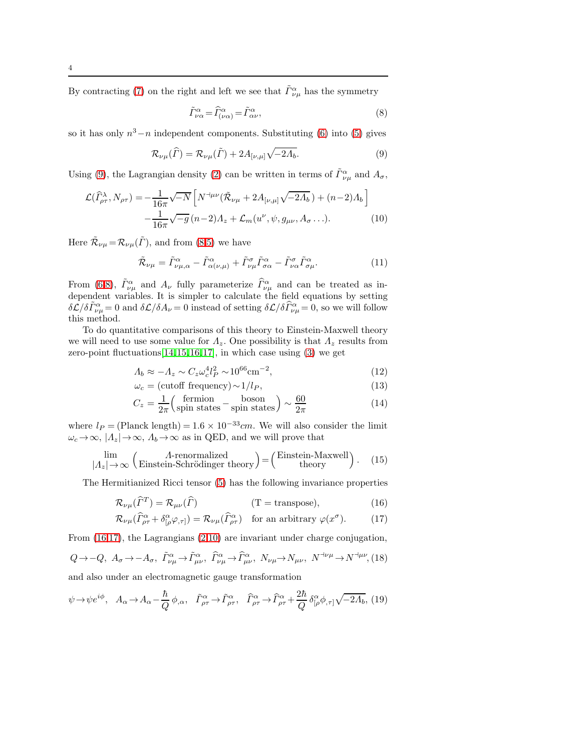By contracting (7) on the right and left we see that $\tilde{\Gamma}^\alpha_{\nu\mu}$ has the symmetry

$$\tilde{\Gamma}^\alpha_{\nu\alpha} = \widehat{\Gamma}^\alpha_{(\nu\alpha)} = \tilde{\Gamma}^\alpha_{\alpha\nu}, \tag{8}$$

so it has only $n^3 - n$ independent components. Substituting (6) into (5) gives

$$\mathcal{R}_{\nu\mu}(\widehat{\Gamma}) = \mathcal{R}_{\nu\mu}(\tilde{\Gamma}) + 2A_{[\nu,\mu]}\sqrt{-2\Lambda_b}. \tag{9}$$

Using (9), the Lagrangian density (2) can be written in terms of $\tilde{\Gamma}^\alpha_{\nu\mu}$ and $A_\sigma$,

$$\begin{aligned}\mathcal{L}(\widehat{\Gamma}^\lambda_{\rho\tau}, N_{\rho\tau}) = &-\frac{1}{16\pi}\sqrt{-N}\left[N^{\dashv\mu\nu}(\tilde{\mathcal{R}}_{\nu\mu} + 2A_{[\nu,\mu]}\sqrt{-2\Lambda_b}\,) + (n-2)\Lambda_b\right] \\ &-\frac{1}{16\pi}\sqrt{-g}\,(n-2)\Lambda_z + \mathcal{L}_m(u^\nu, \psi, g_{\mu\nu}, A_\sigma \ldots).\end{aligned} \tag{10}$$

Here $\tilde{\mathcal{R}}_{\nu\mu} = \mathcal{R}_{\nu\mu}(\tilde{\Gamma})$, and from (8,5) we have

$$\tilde{\mathcal{R}}_{\nu\mu} = \tilde{\Gamma}^\alpha_{\nu\mu,\alpha} - \tilde{\Gamma}^\alpha_{\alpha(\nu,\mu)} + \tilde{\Gamma}^\sigma_{\nu\mu}\tilde{\Gamma}^\alpha_{\sigma\alpha} - \tilde{\Gamma}^\sigma_{\nu\alpha}\tilde{\Gamma}^\alpha_{\sigma\mu}. \tag{11}$$

From (6,8), $\tilde{\Gamma}^\alpha_{\nu\mu}$ and $A_\nu$ fully parameterize $\widehat{\Gamma}^\alpha_{\nu\mu}$ and can be treated as independent variables. It is simpler to calculate the field equations by setting $\delta\mathcal{L}/\delta\tilde{\Gamma}^\alpha_{\nu\mu} = 0$ and $\delta\mathcal{L}/\delta A_\nu = 0$ instead of setting $\delta\mathcal{L}/\delta\widehat{\Gamma}^\alpha_{\nu\mu} = 0$, so we will follow this method.

To do quantitative comparisons of this theory to Einstein-Maxwell theory we will need to use some value for $\Lambda_z$. One possibility is that $\Lambda_z$ results from zero-point fluctuations[14,15,16,17], in which case using (3) we get

$$\Lambda_b \approx -\Lambda_z \sim C_z\omega_c^4 l_P^2 \sim 10^{66}\text{cm}^{-2}, \tag{12}$$

$$\omega_c = (\text{cutoff frequency}) \sim 1/l_P, \tag{13}$$

$$C_z = \frac{1}{2\pi}\left(\begin{matrix}\text{fermion}\\ \text{spin states}\end{matrix} - \begin{matrix}\text{boson}\\ \text{spin states}\end{matrix}\right) \sim \frac{60}{2\pi} \tag{14}$$

where $l_P = (\text{Planck length}) = 1.6\times 10^{-33}cm$. We will also consider the limit $\omega_c\to\infty$, $|\Lambda_z|\to\infty$, $\Lambda_b\to\infty$ as in QED, and we will prove that

$$\lim_{|\Lambda_z|\to\infty}\left(\begin{matrix}\Lambda\text{-renormalized}\\ \text{Einstein-Schrödinger theory}\end{matrix}\right) = \left(\begin{matrix}\text{Einstein-Maxwell}\\ \text{theory}\end{matrix}\right). \tag{15}$$

The Hermitianized Ricci tensor (5) has the following invariance properties

$$\mathcal{R}_{\nu\mu}(\widehat{\Gamma}^T) = \mathcal{R}_{\mu\nu}(\widehat{\Gamma}) \qquad\qquad (\text{T} = \text{transpose}), \tag{16}$$

$$\mathcal{R}_{\nu\mu}(\widehat{\Gamma}^\alpha_{\rho\tau} + \delta^\alpha_{[\rho}\varphi_{,\tau]}) = \mathcal{R}_{\nu\mu}(\widehat{\Gamma}^\alpha_{\rho\tau}) \quad \text{for an arbitrary } \varphi(x^\sigma). \tag{17}$$

From (16,17), the Lagrangians (2,10) are invariant under charge conjugation,

$$Q\to -Q,\ A_\sigma\to -A_\sigma,\ \tilde{\Gamma}^\alpha_{\nu\mu}\to\tilde{\Gamma}^\alpha_{\mu\nu},\ \widehat{\Gamma}^\alpha_{\nu\mu}\to\widehat{\Gamma}^\alpha_{\mu\nu},\ N_{\nu\mu}\to N_{\mu\nu},\ N^{\dashv\nu\mu}\to N^{\dashv\mu\nu}, \tag{18}$$

and also under an electromagnetic gauge transformation

$$\psi\to\psi e^{i\phi},\ \ A_\alpha\to A_\alpha - \frac{\hbar}{Q}\,\phi_{,\alpha},\ \ \tilde{\Gamma}^\alpha_{\rho\tau}\to\tilde{\Gamma}^\alpha_{\rho\tau},\ \ \widehat{\Gamma}^\alpha_{\rho\tau}\to\widehat{\Gamma}^\alpha_{\rho\tau} + \frac{2\hbar}{Q}\,\delta^\alpha_{[\rho}\phi_{,\tau]}\sqrt{-2\Lambda_b}, \tag{19}$$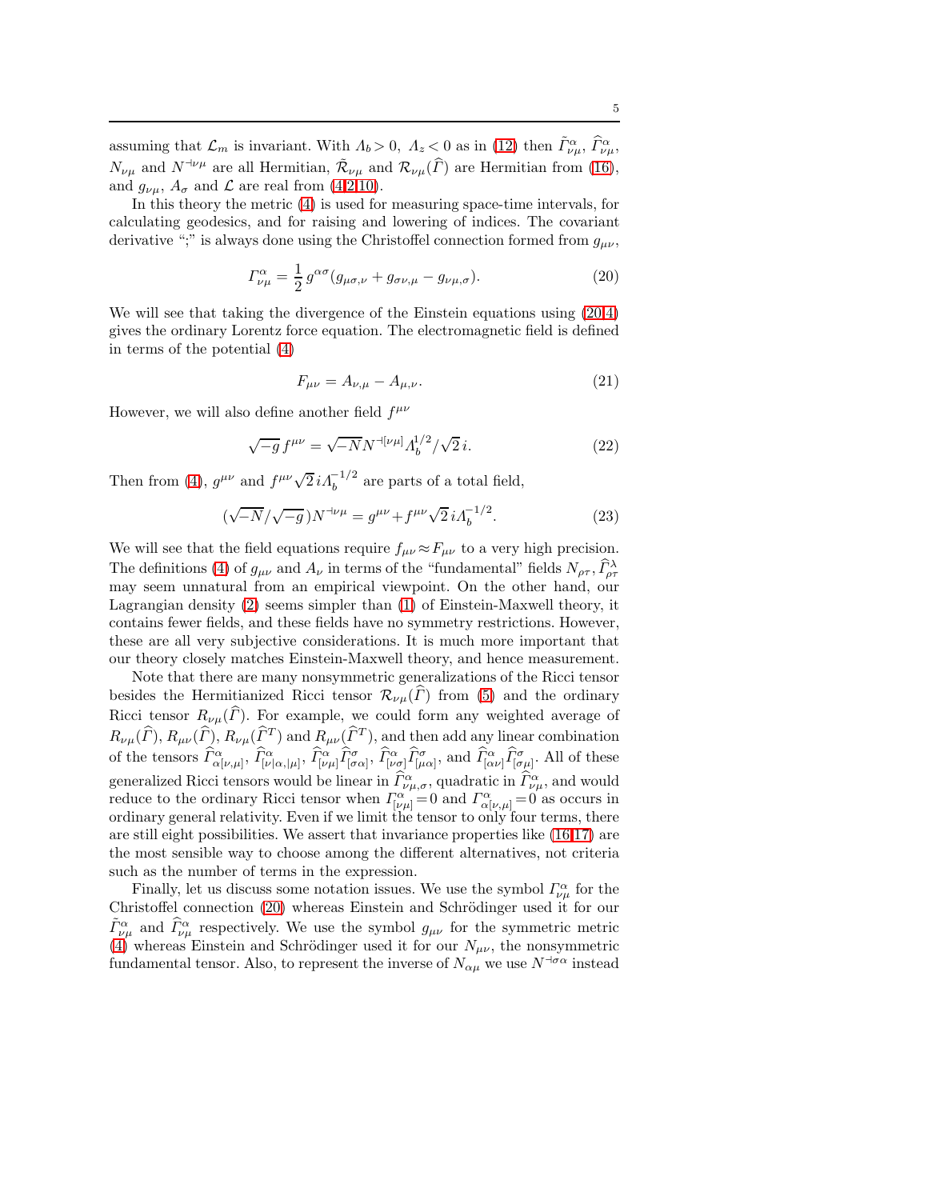assuming that $\mathcal{L}_m$ is invariant. With $\Lambda_b > 0$, $\Lambda_z < 0$ as in (12) then $\tilde{\Gamma}^\alpha_{\nu\mu}$, $\widehat{\Gamma}^\alpha_{\nu\mu}$, $N_{\nu\mu}$ and $N^{\dashv\nu\mu}$ are all Hermitian, $\tilde{\mathcal{R}}_{\nu\mu}$ and $\mathcal{R}_{\nu\mu}(\widehat{\Gamma})$ are Hermitian from (16), and $g_{\nu\mu}$, $A_\sigma$ and $\mathcal{L}$ are real from (4,2,10).

In this theory the metric (4) is used for measuring space-time intervals, for calculating geodesics, and for raising and lowering of indices. The covariant derivative ";" is always done using the Christoffel connection formed from $g_{\mu\nu}$,

$$\Gamma^\alpha_{\nu\mu} = \frac{1}{2}\, g^{\alpha\sigma}(g_{\mu\sigma,\nu} + g_{\sigma\nu,\mu} - g_{\nu\mu,\sigma}). \tag{20}$$

We will see that taking the divergence of the Einstein equations using (20,4) gives the ordinary Lorentz force equation. The electromagnetic field is defined in terms of the potential (4)

$$F_{\mu\nu} = A_{\nu,\mu} - A_{\mu,\nu}. \tag{21}$$

However, we will also define another field $f^{\mu\nu}$

$$\sqrt{-g}\, f^{\mu\nu} = \sqrt{-N} N^{\dashv[\nu\mu]} \Lambda_b^{1/2} / \sqrt{2}\, i. \tag{22}$$

Then from (4), $g^{\mu\nu}$ and $f^{\mu\nu}\sqrt{2}\, i \Lambda_b^{-1/2}$ are parts of a total field,

$$(\sqrt{-N}/\sqrt{-g}) N^{\dashv\nu\mu} = g^{\mu\nu} + f^{\mu\nu}\sqrt{2}\, i \Lambda_b^{-1/2}. \tag{23}$$

We will see that the field equations require $f_{\mu\nu} \approx F_{\mu\nu}$ to a very high precision. The definitions (4) of $g_{\mu\nu}$ and $A_\nu$ in terms of the "fundamental" fields $N_{\rho\tau}, \widehat{\Gamma}^\lambda_{\rho\tau}$ may seem unnatural from an empirical viewpoint. On the other hand, our Lagrangian density (2) seems simpler than (1) of Einstein-Maxwell theory, it contains fewer fields, and these fields have no symmetry restrictions. However, these are all very subjective considerations. It is much more important that our theory closely matches Einstein-Maxwell theory, and hence measurement.

Note that there are many nonsymmetric generalizations of the Ricci tensor besides the Hermitianized Ricci tensor $\mathcal{R}_{\nu\mu}(\widehat{\Gamma})$ from (5) and the ordinary Ricci tensor $R_{\nu\mu}(\widehat{\Gamma})$. For example, we could form any weighted average of $R_{\nu\mu}(\widehat{\Gamma})$, $R_{\mu\nu}(\widehat{\Gamma})$, $R_{\nu\mu}(\widehat{\Gamma}^T)$ and $R_{\mu\nu}(\widehat{\Gamma}^T)$, and then add any linear combination of the tensors $\widehat{\Gamma}^\alpha_{\alpha[\nu,\mu]}$, $\widehat{\Gamma}^\alpha_{[\nu|\alpha,|\mu]}$, $\widehat{\Gamma}^\alpha_{[\nu\mu]}\widehat{\Gamma}^\sigma_{[\sigma\alpha]}$, $\widehat{\Gamma}^\alpha_{[\nu\sigma]}\widehat{\Gamma}^\sigma_{[\mu\alpha]}$, and $\widehat{\Gamma}^\alpha_{[\alpha\nu]}\widehat{\Gamma}^\sigma_{[\sigma\mu]}$. All of these generalized Ricci tensors would be linear in $\widehat{\Gamma}^\alpha_{\nu\mu,\sigma}$, quadratic in $\widehat{\Gamma}^\alpha_{\nu\mu}$, and would reduce to the ordinary Ricci tensor when $\Gamma^\alpha_{[\nu\mu]} = 0$ and $\Gamma^\alpha_{\alpha[\nu,\mu]} = 0$ as occurs in ordinary general relativity. Even if we limit the tensor to only four terms, there are still eight possibilities. We assert that invariance properties like (16,17) are the most sensible way to choose among the different alternatives, not criteria such as the number of terms in the expression.

Finally, let us discuss some notation issues. We use the symbol $\Gamma^\alpha_{\nu\mu}$ for the Christoffel connection (20) whereas Einstein and Schrödinger used it for our $\tilde{\Gamma}^\alpha_{\nu\mu}$ and $\widehat{\Gamma}^\alpha_{\nu\mu}$ respectively. We use the symbol $g_{\mu\nu}$ for the symmetric metric (4) whereas Einstein and Schrödinger used it for our $N_{\mu\nu}$, the nonsymmetric fundamental tensor. Also, to represent the inverse of $N_{\alpha\mu}$ we use $N^{\dashv\sigma\alpha}$ instead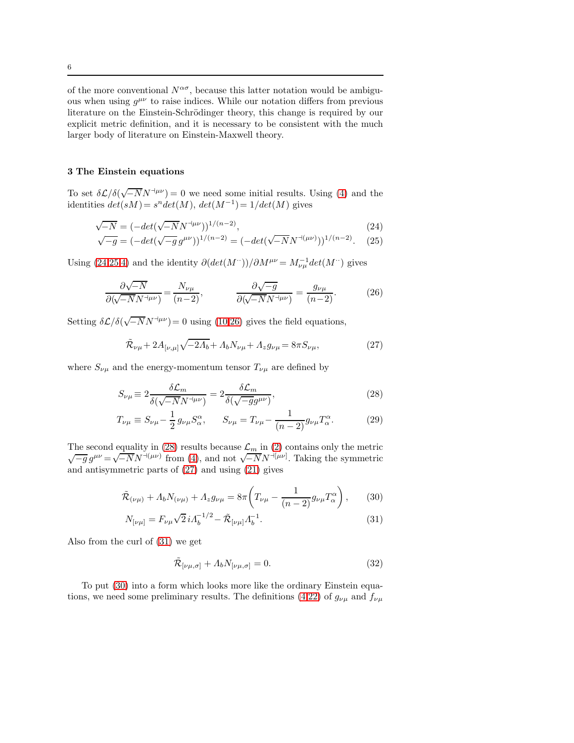of the more conventional $N^{\alpha\sigma}$, because this latter notation would be ambiguous when using $g^{\mu\nu}$ to raise indices. While our notation differs from previous literature on the Einstein-Schrödinger theory, this change is required by our explicit metric definition, and it is necessary to be consistent with the much larger body of literature on Einstein-Maxwell theory.

## 3 The Einstein equations

To set $\delta\mathcal{L}/\delta(\sqrt{-N}N^{\dashv\mu\nu})=0$ we need some initial results. Using (4) and the identities $det(sM)=s^n det(M)$, $det(M^{-1})=1/det(M)$ gives

$$\sqrt{-N} = (-det(\sqrt{-N}N^{\dashv\mu\nu}))^{1/(n-2)}, \tag{24}$$

$$\sqrt{-g} = (-det(\sqrt{-g}\,g^{\mu\nu}))^{1/(n-2)} = (-det(\sqrt{-N}N^{\dashv(\mu\nu)}))^{1/(n-2)}. \tag{25}$$

Using (24,25,4) and the identity $\partial(det(M^{\cdot\cdot}))/\partial M^{\mu\nu}=M^{-1}_{\nu\mu}det(M^{\cdot\cdot})$ gives

$$\frac{\partial\sqrt{-N}}{\partial(\sqrt{-N}N^{\dashv\mu\nu})}=\frac{N_{\nu\mu}}{(n-2)}, \qquad \frac{\partial\sqrt{-g}}{\partial(\sqrt{-N}N^{\dashv\mu\nu})}=\frac{g_{\nu\mu}}{(n-2)}. \tag{26}$$

Setting $\delta\mathcal{L}/\delta(\sqrt{-N}N^{\dashv\mu\nu})=0$ using (10,26) gives the field equations,

$$\tilde{\mathcal{R}}_{\nu\mu}+2A_{[\nu,\mu]}\sqrt{-2\Lambda_b}+\Lambda_b N_{\nu\mu}+\Lambda_z g_{\nu\mu}=8\pi S_{\nu\mu}, \tag{27}$$

where $S_{\nu\mu}$ and the energy-momentum tensor $T_{\nu\mu}$ are defined by

$$S_{\nu\mu}\equiv 2\frac{\delta\mathcal{L}_m}{\delta(\sqrt{-N}N^{\dashv\mu\nu})}=2\frac{\delta\mathcal{L}_m}{\delta(\sqrt{-g}g^{\mu\nu})}, \tag{28}$$

$$T_{\nu\mu}\equiv S_{\nu\mu}-\frac{1}{2}\,g_{\nu\mu}S^{\alpha}_{\alpha}, \qquad S_{\nu\mu}=T_{\nu\mu}-\frac{1}{(n-2)}g_{\nu\mu}T^{\alpha}_{\alpha}. \tag{29}$$

The second equality in (28) results because $\mathcal{L}_m$ in (2) contains only the metric $\sqrt{-g}\,g^{\mu\nu}=\sqrt{-N}N^{\dashv(\mu\nu)}$ from (4), and not $\sqrt{-N}N^{\dashv[\mu\nu]}$. Taking the symmetric and antisymmetric parts of (27) and using (21) gives

$$\tilde{\mathcal{R}}_{(\nu\mu)}+\Lambda_b N_{(\nu\mu)}+\Lambda_z g_{\nu\mu}=8\pi\left(T_{\nu\mu}-\frac{1}{(n-2)}g_{\nu\mu}T^{\alpha}_{\alpha}\right), \tag{30}$$

$$N_{[\nu\mu]}=F_{\nu\mu}\sqrt{2}\,i\Lambda_b^{-1/2}-\tilde{\mathcal{R}}_{[\nu\mu]}\Lambda_b^{-1}. \tag{31}$$

Also from the curl of (31) we get

$$\tilde{\mathcal{R}}_{[\nu\mu,\sigma]}+\Lambda_b N_{[\nu\mu,\sigma]}=0. \tag{32}$$

To put (30) into a form which looks more like the ordinary Einstein equations, we need some preliminary results. The definitions (4,22) of $g_{\nu\mu}$ and $f_{\nu\mu}$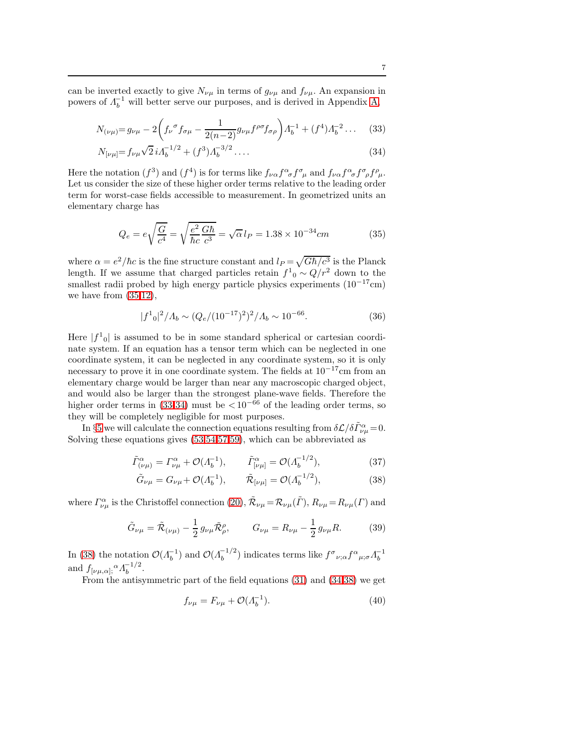can be inverted exactly to give $N_{\nu\mu}$ in terms of $g_{\nu\mu}$ and $f_{\nu\mu}$. An expansion in powers of $\Lambda_b^{-1}$ will better serve our purposes, and is derived in Appendix A.

$$N_{(\nu\mu)} = g_{\nu\mu} - 2\left(f_\nu{}^\sigma f_{\sigma\mu} - \frac{1}{2(n-2)} g_{\nu\mu} f^{\rho\sigma} f_{\sigma\rho}\right)\Lambda_b^{-1} + (f^4)\Lambda_b^{-2}\dots \tag{33}$$

$$N_{[\nu\mu]} = f_{\nu\mu}\sqrt{2}\, i\Lambda_b^{-1/2} + (f^3)\Lambda_b^{-3/2}\dots. \tag{34}$$

Here the notation $(f^3)$ and $(f^4)$ is for terms like $f_{\nu\alpha} f^\alpha{}_\sigma f^\sigma{}_\mu$ and $f_{\nu\alpha} f^\alpha{}_\sigma f^\sigma{}_\rho f^\rho{}_\mu$. Let us consider the size of these higher order terms relative to the leading order term for worst-case fields accessible to measurement. In geometrized units an elementary charge has

$$Q_e = e\sqrt{\frac{G}{c^4}} = \sqrt{\frac{e^2}{\hbar c}\frac{G\hbar}{c^3}} = \sqrt{\alpha}\, l_P = 1.38\times 10^{-34} cm \tag{35}$$

where $\alpha = e^2/\hbar c$ is the fine structure constant and $l_P = \sqrt{G\hbar/c^3}$ is the Planck length. If we assume that charged particles retain $f^1{}_0 \sim Q/r^2$ down to the smallest radii probed by high energy particle physics experiments ($10^{-17}$cm) we have from (35,12),

$$|f^1{}_0|^2/\Lambda_b \sim (Q_e/(10^{-17})^2)^2/\Lambda_b \sim 10^{-66}. \tag{36}$$

Here $|f^1{}_0|$ is assumed to be in some standard spherical or cartesian coordinate system. If an equation has a tensor term which can be neglected in one coordinate system, it can be neglected in any coordinate system, so it is only necessary to prove it in one coordinate system. The fields at $10^{-17}$cm from an elementary charge would be larger than near any macroscopic charged object, and would also be larger than the strongest plane-wave fields. Therefore the higher order terms in (33,34) must be $< 10^{-66}$ of the leading order terms, so they will be completely negligible for most purposes.

In §5 we will calculate the connection equations resulting from $\delta\mathcal{L}/\delta\tilde{\Gamma}^\alpha_{\nu\mu} = 0$. Solving these equations gives (53,54,57,59), which can be abbreviated as

$$\tilde{\Gamma}^\alpha_{(\nu\mu)} = \Gamma^\alpha_{\nu\mu} + \mathcal{O}(\Lambda_b^{-1}), \qquad \tilde{\Gamma}^\alpha_{[\nu\mu]} = \mathcal{O}(\Lambda_b^{-1/2}), \tag{37}$$

$$\tilde{G}_{\nu\mu} = G_{\nu\mu} + \mathcal{O}(\Lambda_b^{-1}), \qquad \tilde{\mathcal{R}}_{[\nu\mu]} = \mathcal{O}(\Lambda_b^{-1/2}), \tag{38}$$

where $\Gamma^\alpha_{\nu\mu}$ is the Christoffel connection (20), $\tilde{\mathcal{R}}_{\nu\mu} = \mathcal{R}_{\nu\mu}(\tilde{\Gamma})$, $R_{\nu\mu} = R_{\nu\mu}(\Gamma)$ and

$$\tilde{G}_{\nu\mu} = \tilde{\mathcal{R}}_{(\nu\mu)} - \frac{1}{2}\, g_{\nu\mu}\tilde{\mathcal{R}}^\rho_\rho, \qquad G_{\nu\mu} = R_{\nu\mu} - \frac{1}{2}\, g_{\nu\mu} R. \tag{39}$$

In (38) the notation $\mathcal{O}(\Lambda_b^{-1})$ and $\mathcal{O}(\Lambda_b^{-1/2})$ indicates terms like $f^\sigma{}_{\nu;\alpha} f^\alpha{}_{\mu;\sigma}\Lambda_b^{-1}$ and $f_{[\nu\mu,\alpha];}{}^\alpha \Lambda_b^{-1/2}$.

From the antisymmetric part of the field equations (31) and (34,38) we get

$$f_{\nu\mu} = F_{\nu\mu} + \mathcal{O}(\Lambda_b^{-1}). \tag{40}$$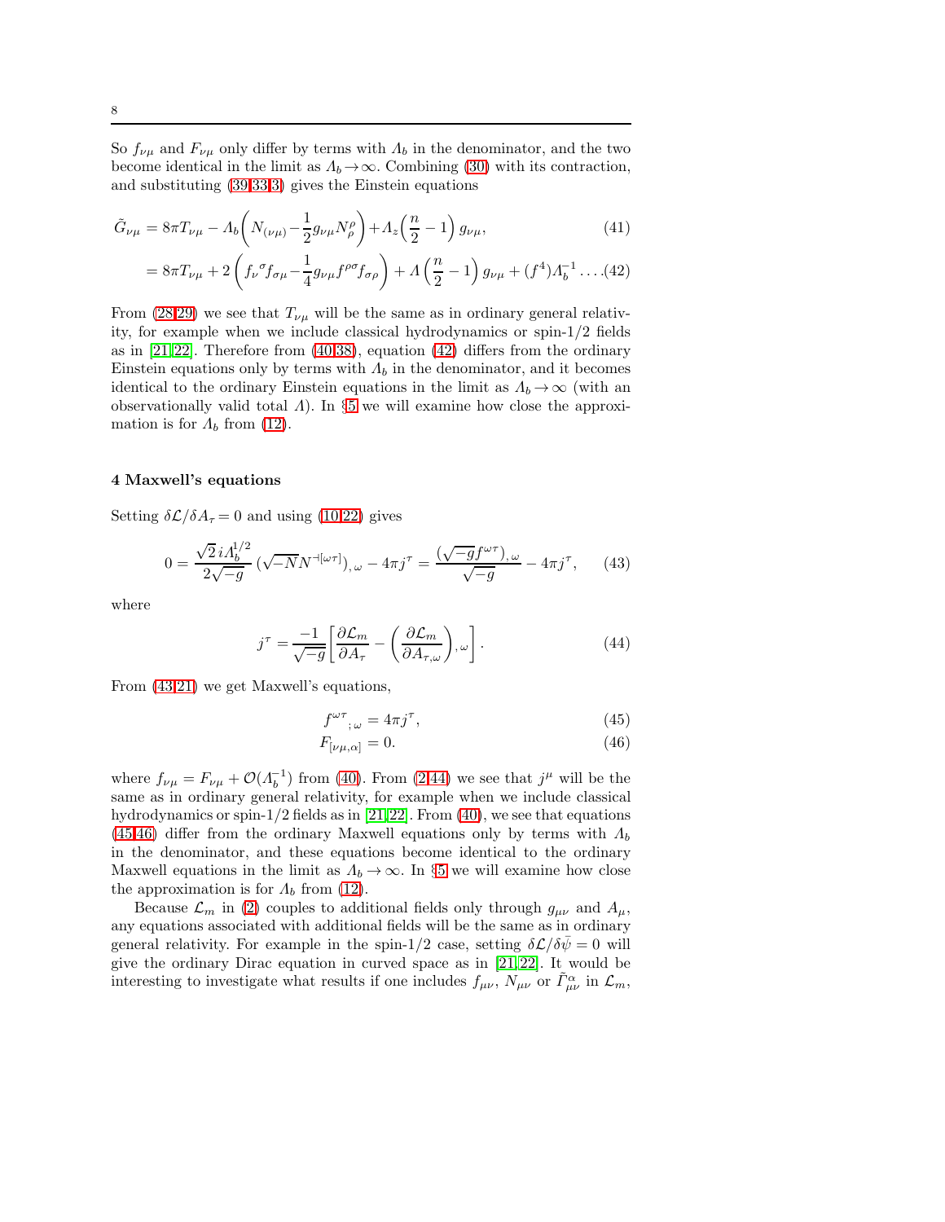So $f_{\nu\mu}$ and $F_{\nu\mu}$ only differ by terms with $\Lambda_b$ in the denominator, and the two become identical in the limit as $\Lambda_b\!\to\!\infty$. Combining (30) with its contraction, and substituting (39,33,3) gives the Einstein equations

$$\tilde{G}_{\nu\mu} = 8\pi T_{\nu\mu} - \Lambda_b\bigg(N_{(\nu\mu)} - \frac{1}{2}g_{\nu\mu}N^\rho_\rho\bigg) + \Lambda_z\Big(\frac{n}{2}-1\Big)\,g_{\nu\mu}, \tag{41}$$

$$= 8\pi T_{\nu\mu} + 2\left(f_\nu{}^\sigma f_{\sigma\mu} - \frac{1}{4}g_{\nu\mu}f^{\rho\sigma}f_{\sigma\rho}\right) + \Lambda\left(\frac{n}{2}-1\right)g_{\nu\mu} + (f^4)\Lambda_b^{-1}\ldots \tag{42}$$

From (28,29) we see that $T_{\nu\mu}$ will be the same as in ordinary general relativity, for example when we include classical hydrodynamics or spin-1/2 fields as in [21,22]. Therefore from (40,38), equation (42) differs from the ordinary Einstein equations only by terms with $\Lambda_b$ in the denominator, and it becomes identical to the ordinary Einstein equations in the limit as $\Lambda_b\!\to\!\infty$ (with an observationally valid total $\Lambda$). In §5 we will examine how close the approximation is for $\Lambda_b$ from (12).

## 4 Maxwell's equations

Setting $\delta\mathcal{L}/\delta A_\tau = 0$ and using (10,22) gives

$$0 = \frac{\sqrt{2}\,i\Lambda_b^{1/2}}{2\sqrt{-g}}\,(\sqrt{-N}N^{\dashv[\omega\tau]})_{,\,\omega} - 4\pi j^\tau = \frac{(\sqrt{-g}f^{\omega\tau})_{,\,\omega}}{\sqrt{-g}} - 4\pi j^\tau, \tag{43}$$

where

$$j^\tau = \frac{-1}{\sqrt{-g}}\left[\frac{\partial\mathcal{L}_m}{\partial A_\tau} - \left(\frac{\partial\mathcal{L}_m}{\partial A_{\tau,\omega}}\right)_{,\,\omega}\right]. \tag{44}$$

From (43,21) we get Maxwell's equations,

$$f^{\omega\tau}{}_{;\,\omega} = 4\pi j^\tau, \tag{45}$$

$$F_{[\nu\mu,\alpha]} = 0. \tag{46}$$

where $f_{\nu\mu} = F_{\nu\mu} + \mathcal{O}(\Lambda_b^{-1})$ from (40). From (2,44) we see that $j^\mu$ will be the same as in ordinary general relativity, for example when we include classical hydrodynamics or spin-1/2 fields as in [21,22]. From (40), we see that equations (45,46) differ from the ordinary Maxwell equations only by terms with $\Lambda_b$ in the denominator, and these equations become identical to the ordinary Maxwell equations in the limit as $\Lambda_b\!\to\!\infty$. In §5 we will examine how close the approximation is for $\Lambda_b$ from (12).

Because $\mathcal{L}_m$ in (2) couples to additional fields only through $g_{\mu\nu}$ and $A_\mu$, any equations associated with additional fields will be the same as in ordinary general relativity. For example in the spin-1/2 case, setting $\delta\mathcal{L}/\delta\bar{\psi} = 0$ will give the ordinary Dirac equation in curved space as in [21,22]. It would be interesting to investigate what results if one includes $f_{\mu\nu}$, $N_{\mu\nu}$ or $\tilde{\Gamma}^\alpha_{\mu\nu}$ in $\mathcal{L}_m$,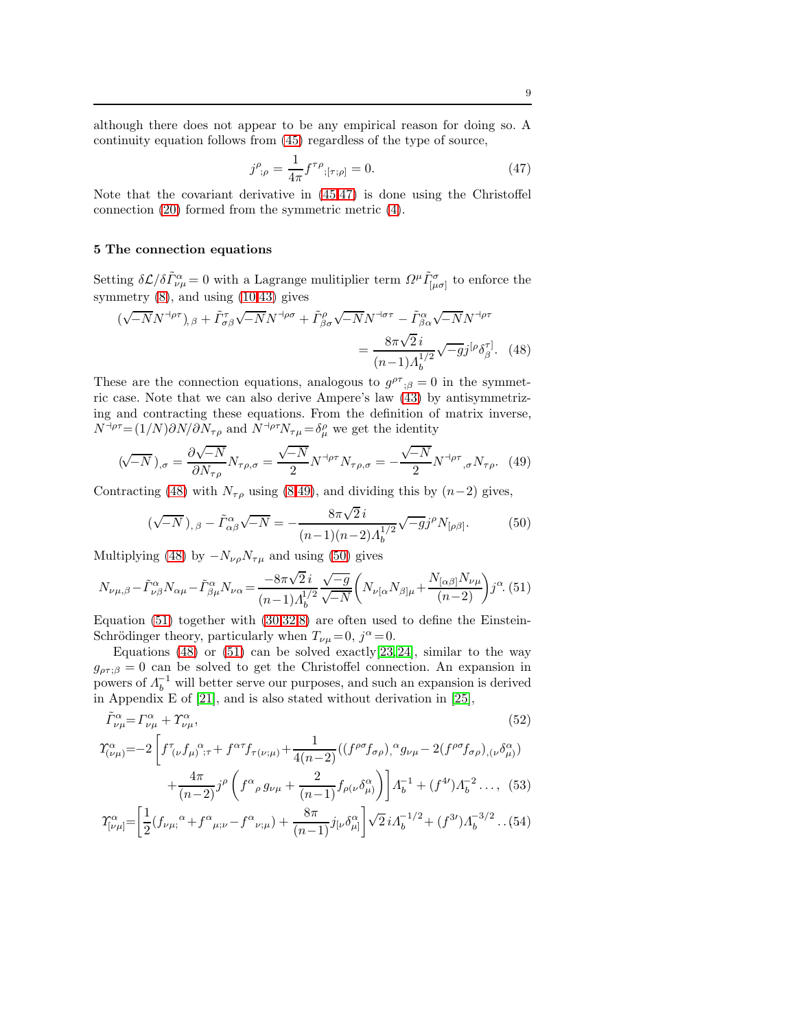although there does not appear to be any empirical reason for doing so. A continuity equation follows from (45) regardless of the type of source,

$$j^\rho{}_{;\rho} = \frac{1}{4\pi} f^{\tau\rho}{}_{;[\tau;\rho]} = 0. \tag{47}$$

Note that the covariant derivative in (45,47) is done using the Christoffel connection (20) formed from the symmetric metric (4).

## 5 The connection equations

Setting $\delta\mathcal{L}/\delta\tilde{\Gamma}^\alpha_{\nu\mu} = 0$ with a Lagrange multiplier term $\Omega^\mu \tilde{\Gamma}^\sigma_{[\mu\sigma]}$ to enforce the symmetry (8), and using (10,43) gives

$$(\sqrt{-N} N^{\dashv\rho\tau})_{,\,\beta} + \tilde{\Gamma}^\tau_{\sigma\beta}\sqrt{-N} N^{\dashv\rho\sigma} + \tilde{\Gamma}^\rho_{\beta\sigma}\sqrt{-N} N^{\dashv\sigma\tau} - \tilde{\Gamma}^\alpha_{\beta\alpha}\sqrt{-N} N^{\dashv\rho\tau}$$
$$= \frac{8\pi\sqrt{2}\, i}{(n-1)\Lambda_b^{1/2}} \sqrt{-g}\, j^{[\rho}\delta^{\tau]}_\beta. \tag{48}$$

These are the connection equations, analogous to $g^{\rho\tau}{}_{;\beta} = 0$ in the symmetric case. Note that we can also derive Ampere's law (43) by antisymmetrizing and contracting these equations. From the definition of matrix inverse, $N^{\dashv\rho\tau} = (1/N)\partial N/\partial N_{\tau\rho}$ and $N^{\dashv\rho\tau} N_{\tau\mu} = \delta^\rho_\mu$ we get the identity

$$(\sqrt{-N}\,)_{,\sigma} = \frac{\partial\sqrt{-N}}{\partial N_{\tau\rho}} N_{\tau\rho,\sigma} = \frac{\sqrt{-N}}{2} N^{\dashv\rho\tau} N_{\tau\rho,\sigma} = -\frac{\sqrt{-N}}{2} N^{\dashv\rho\tau}{}_{,\sigma} N_{\tau\rho}. \tag{49}$$

Contracting (48) with $N_{\tau\rho}$ using (8,49), and dividing this by $(n-2)$ gives,

$$(\sqrt{-N}\,)_{,\,\beta} - \tilde{\Gamma}^\alpha_{\alpha\beta}\sqrt{-N} = -\frac{8\pi\sqrt{2}\, i}{(n-1)(n-2)\Lambda_b^{1/2}} \sqrt{-g}\, j^\rho N_{[\rho\beta]}. \tag{50}$$

Multiplying (48) by $-N_{\nu\rho}N_{\tau\mu}$ and using (50) gives

$$N_{\nu\mu,\beta} - \tilde{\Gamma}^\alpha_{\nu\beta} N_{\alpha\mu} - \tilde{\Gamma}^\alpha_{\beta\mu} N_{\nu\alpha} = \frac{-8\pi\sqrt{2}\, i}{(n-1)\Lambda_b^{1/2}} \frac{\sqrt{-g}}{\sqrt{-N}} \left( N_{\nu[\alpha} N_{\beta]\mu} + \frac{N_{[\alpha\beta]} N_{\nu\mu}}{(n-2)} \right) j^\alpha. \tag{51}$$

Equation (51) together with (30,32,8) are often used to define the Einstein-Schrödinger theory, particularly when $T_{\nu\mu} = 0$, $j^\alpha = 0$.

Equations (48) or (51) can be solved exactly[23,24], similar to the way $g_{\rho\tau;\beta} = 0$ can be solved to get the Christoffel connection. An expansion in powers of $\Lambda_b^{-1}$ will better serve our purposes, and such an expansion is derived in Appendix E of [21], and is also stated without derivation in [25],

$$\tilde{\Gamma}^\alpha_{\nu\mu} = \Gamma^\alpha_{\nu\mu} + \Upsilon^\alpha_{\nu\mu}, \tag{52}$$

$$\Upsilon^\alpha_{(\nu\mu)} = -2\left[ f^\tau{}_{(\nu} f_{\mu)}{}^\alpha{}_{;\tau} + f^{\alpha\tau} f_{\tau(\nu;\mu)} + \frac{1}{4(n-2)}((f^{\rho\sigma} f_{\sigma\rho})_,{}^\alpha g_{\nu\mu} - 2(f^{\rho\sigma} f_{\sigma\rho})_{,(\nu}\delta^\alpha_{\mu)}) \right.$$
$$\left. + \frac{4\pi}{(n-2)} j^\rho \left( f^\alpha{}_\rho\, g_{\nu\mu} + \frac{2}{(n-1)} f_{\rho(\nu}\delta^\alpha_{\mu)} \right) \right] \Lambda_b^{-1} + (f^{4\prime})\Lambda_b^{-2}\ldots, \tag{53}$$

$$\Upsilon^\alpha_{[\nu\mu]} = \left[ \frac{1}{2}(f_{\nu\mu;}{}^\alpha + f^\alpha{}_{\mu;\nu} - f^\alpha{}_{\nu;\mu}) + \frac{8\pi}{(n-1)} j_{[\nu}\delta^\alpha_{\mu]} \right] \sqrt{2}\, i\Lambda_b^{-1/2} + (f^{3\prime})\Lambda_b^{-3/2}\ldots \tag{54}$$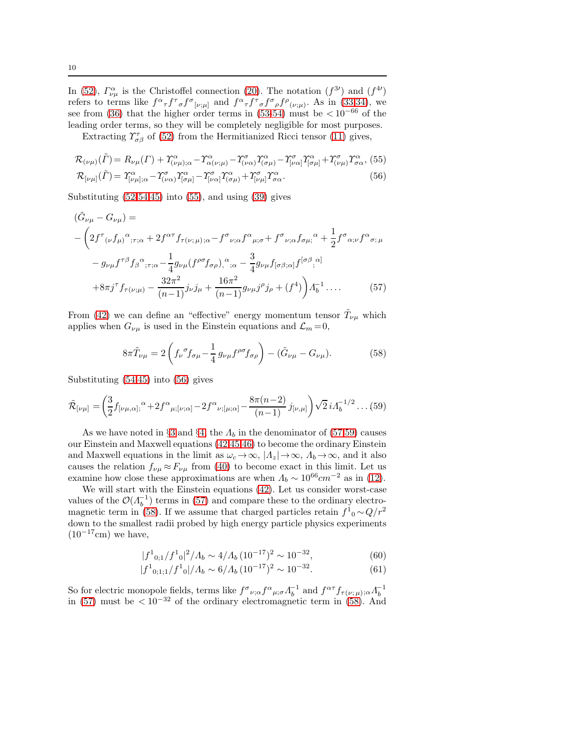In (52), $\Gamma^\alpha_{\nu\mu}$ is the Christoffel connection (20). The notation $(f^{3\prime})$ and $(f^{4\prime})$ refers to terms like $f^\alpha{}_\tau f^\tau{}_\sigma f^\sigma{}_{[\nu;\mu]}$ and $f^\alpha{}_\tau f^\tau{}_\sigma f^\sigma{}_\rho f^\rho{}_{(\nu;\mu)}$. As in (33,34), we see from (36) that the higher order terms in (53,54) must be $<10^{-66}$ of the leading order terms, so they will be completely negligible for most purposes.

Extracting $\Upsilon^\tau_{\sigma\beta}$ of (52) from the Hermitianized Ricci tensor (11) gives,

$$\mathcal{R}_{(\nu\mu)}(\tilde\Gamma) = R_{\nu\mu}(\Gamma) + \Upsilon^\alpha_{(\nu\mu);\alpha} - \Upsilon^\alpha_{\alpha(\nu;\mu)} - \Upsilon^\sigma_{(\nu\alpha)}\Upsilon^\alpha_{(\sigma\mu)} - \Upsilon^\sigma_{[\nu\alpha]}\Upsilon^\alpha_{[\sigma\mu]} + \Upsilon^\sigma_{(\nu\mu)}\Upsilon^\alpha_{\sigma\alpha}, \quad (55)$$

$$\mathcal{R}_{[\nu\mu]}(\tilde\Gamma) = \Upsilon^\alpha_{[\nu\mu];\alpha} - \Upsilon^\sigma_{(\nu\alpha)}\Upsilon^\alpha_{[\sigma\mu]} - \Upsilon^\sigma_{[\nu\alpha]}\Upsilon^\alpha_{(\sigma\mu)} + \Upsilon^\sigma_{[\nu\mu]}\Upsilon^\alpha_{\sigma\alpha}. \quad (56)$$

Substituting (52,54,45) into (55), and using (39) gives

$$\begin{aligned}
&(\tilde G_{\nu\mu} - G_{\nu\mu}) = \\
&-\bigg(2f^\tau{}_{(\nu}f_{\mu)}{}^\alpha{}_{;\tau;\alpha} + 2f^{\alpha\tau}f_{\tau(\nu;\mu);\alpha} - f^\sigma{}_{\nu;\alpha}f^\alpha{}_{\mu;\sigma} + f^\sigma{}_{\nu;\alpha}f_{\sigma\mu;}{}^\alpha + \frac{1}{2}f^\sigma{}_{\alpha;\nu}f^\alpha{}_{\sigma;\,\mu} \\
&\quad - g_{\nu\mu}f^{\tau\beta}f_\beta{}^\alpha{}_{;\tau;\alpha} - \frac{1}{4}g_{\nu\mu}(f^{\rho\sigma}f_{\sigma\rho}),{}^\alpha{}_{;\alpha} - \frac{3}{4}g_{\nu\mu}f_{[\sigma\beta;\alpha]}f^{[\sigma\beta}{}_;{}^{\alpha]} \\
&\quad + 8\pi j^\tau f_{\tau(\nu;\mu)} - \frac{32\pi^2}{(n-1)}j_\nu j_\mu + \frac{16\pi^2}{(n-1)}g_{\nu\mu}j^\rho j_\rho + (f^4)\bigg)\Lambda_b^{-1}\ldots \quad (57)
\end{aligned}$$

From (42) we can define an "effective" energy momentum tensor $\tilde T_{\nu\mu}$ which applies when $G_{\nu\mu}$ is used in the Einstein equations and $\mathcal{L}_m = 0$,

$$8\pi\tilde T_{\nu\mu} = 2\left(f_\nu{}^\sigma f_{\sigma\mu} - \frac{1}{4}\,g_{\nu\mu}f^{\rho\sigma}f_{\sigma\rho}\right) - (\tilde G_{\nu\mu} - G_{\nu\mu}). \quad (58)$$

Substituting (54,45) into (56) gives

$$\tilde{\mathcal{R}}_{[\nu\mu]} = \left(\frac{3}{2}f_{[\nu\mu,\alpha];}{}^\alpha + 2f^\alpha{}_{\mu;[\nu;\alpha]} - 2f^\alpha{}_{\nu;[\mu;\alpha]} - \frac{8\pi(n-2)}{(n-1)}\,j_{[\nu,\mu]}\right)\sqrt{2}\,i\Lambda_b^{-1/2}\ldots \quad (59)$$

As we have noted in §3 and §4, the $\Lambda_b$ in the denominator of (57,59) causes our Einstein and Maxwell equations (42,45,46) to become the ordinary Einstein and Maxwell equations in the limit as $\omega_c \to \infty$, $|\Lambda_z| \to \infty$, $\Lambda_b \to \infty$, and it also causes the relation $f_{\nu\mu} \approx F_{\nu\mu}$ from (40) to become exact in this limit. Let us examine how close these approximations are when $\Lambda_b \sim 10^{66}cm^{-2}$ as in (12).

We will start with the Einstein equations (42). Let us consider worst-case values of the $\mathcal{O}(\Lambda_b^{-1})$ terms in (57) and compare these to the ordinary electromagnetic term in (58). If we assume that charged particles retain $f^1{}_0 \sim Q/r^2$ down to the smallest radii probed by high energy particle physics experiments ($10^{-17}$cm) we have,

$$|f^1{}_{0;1}/f^1{}_0|^2/\Lambda_b \sim 4/\Lambda_b\,(10^{-17})^2 \sim 10^{-32}, \quad (60)$$

$$|f^1{}_{0;1;1}/f^1{}_0|/\Lambda_b \sim 6/\Lambda_b\,(10^{-17})^2 \sim 10^{-32}. \quad (61)$$

So for electric monopole fields, terms like $f^\sigma{}_{\nu;\alpha}f^\alpha{}_{\mu;\sigma}\Lambda_b^{-1}$ and $f^{\alpha\tau}f_{\tau(\nu;\mu);\alpha}\Lambda_b^{-1}$ in (57) must be $<10^{-32}$ of the ordinary electromagnetic term in (58). And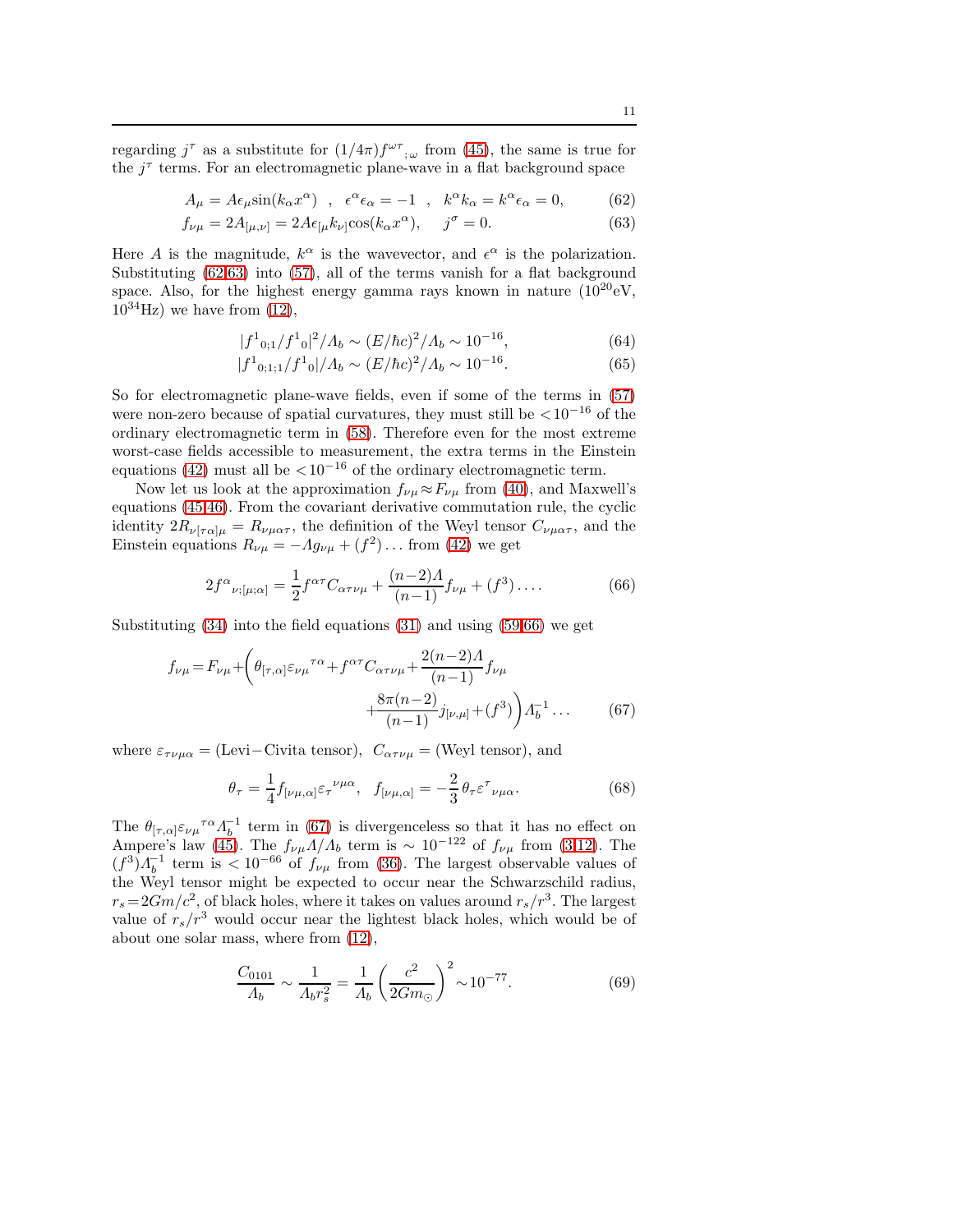regarding $j^\tau$ as a substitute for $(1/4\pi)f^{\omega\tau}{}_{;\omega}$ from (45), the same is true for the $j^\tau$ terms. For an electromagnetic plane-wave in a flat background space

$$A_\mu = A\epsilon_\mu \sin(k_\alpha x^\alpha) \quad , \quad \epsilon^\alpha\epsilon_\alpha = -1 \quad , \quad k^\alpha k_\alpha = k^\alpha\epsilon_\alpha = 0, \tag{62}$$

$$f_{\nu\mu} = 2A_{[\mu,\nu]} = 2A\epsilon_{[\mu}k_{\nu]}\cos(k_\alpha x^\alpha), \qquad j^\sigma = 0. \tag{63}$$

Here $A$ is the magnitude, $k^\alpha$ is the wavevector, and $\epsilon^\alpha$ is the polarization. Substituting (62,63) into (57), all of the terms vanish for a flat background space. Also, for the highest energy gamma rays known in nature ($10^{20}$eV, $10^{34}$Hz) we have from (12),

$$|f^1{}_{0;1}/f^1{}_0|^2/\Lambda_b \sim (E/\hbar c)^2/\Lambda_b \sim 10^{-16}, \tag{64}$$

$$|f^1{}_{0;1;1}/f^1{}_0|/\Lambda_b \sim (E/\hbar c)^2/\Lambda_b \sim 10^{-16}. \tag{65}$$

So for electromagnetic plane-wave fields, even if some of the terms in (57) were non-zero because of spatial curvatures, they must still be $<10^{-16}$ of the ordinary electromagnetic term in (58). Therefore even for the most extreme worst-case fields accessible to measurement, the extra terms in the Einstein equations (42) must all be $<10^{-16}$ of the ordinary electromagnetic term.

Now let us look at the approximation $f_{\nu\mu} \approx F_{\nu\mu}$ from (40), and Maxwell's equations (45,46). From the covariant derivative commutation rule, the cyclic identity $2R_{\nu[\tau\alpha]\mu} = R_{\nu\mu\alpha\tau}$, the definition of the Weyl tensor $C_{\nu\mu\alpha\tau}$, and the Einstein equations $R_{\nu\mu} = -\Lambda g_{\nu\mu} + (f^2)\ldots$ from (42) we get

$$2f^\alpha{}_{\nu;[\mu;\alpha]} = \frac{1}{2}f^{\alpha\tau}C_{\alpha\tau\nu\mu} + \frac{(n-2)\Lambda}{(n-1)}f_{\nu\mu} + (f^3)\ldots. \tag{66}$$

Substituting (34) into the field equations (31) and using (59,66) we get

$$f_{\nu\mu} = F_{\nu\mu} + \left(\theta_{[\tau,\alpha]}\varepsilon_{\nu\mu}{}^{\tau\alpha} + f^{\alpha\tau}C_{\alpha\tau\nu\mu} + \frac{2(n-2)\Lambda}{(n-1)}f_{\nu\mu} + \frac{8\pi(n-2)}{(n-1)}j_{[\nu,\mu]} + (f^3)\right)\Lambda_b^{-1}\ldots \tag{67}$$

where $\varepsilon_{\tau\nu\mu\alpha} =$ (Levi$-$Civita tensor), $C_{\alpha\tau\nu\mu} =$ (Weyl tensor), and

$$\theta_\tau = \frac{1}{4}f_{[\nu\mu,\alpha]}\varepsilon_\tau{}^{\nu\mu\alpha}, \quad f_{[\nu\mu,\alpha]} = -\frac{2}{3}\theta_\tau\varepsilon^\tau{}_{\nu\mu\alpha}. \tag{68}$$

The $\theta_{[\tau,\alpha]}\varepsilon_{\nu\mu}{}^{\tau\alpha}\Lambda_b^{-1}$ term in (67) is divergenceless so that it has no effect on Ampere's law (45). The $f_{\nu\mu}\Lambda/\Lambda_b$ term is $\sim 10^{-122}$ of $f_{\nu\mu}$ from (3,12). The $(f^3)\Lambda_b^{-1}$ term is $<10^{-66}$ of $f_{\nu\mu}$ from (36). The largest observable values of the Weyl tensor might be expected to occur near the Schwarzschild radius, $r_s = 2Gm/c^2$, of black holes, where it takes on values around $r_s/r^3$. The largest value of $r_s/r^3$ would occur near the lightest black holes, which would be of about one solar mass, where from (12),

$$\frac{C_{0101}}{\Lambda_b} \sim \frac{1}{\Lambda_b r_s^2} = \frac{1}{\Lambda_b}\left(\frac{c^2}{2Gm_\odot}\right)^2 \sim 10^{-77}. \tag{69}$$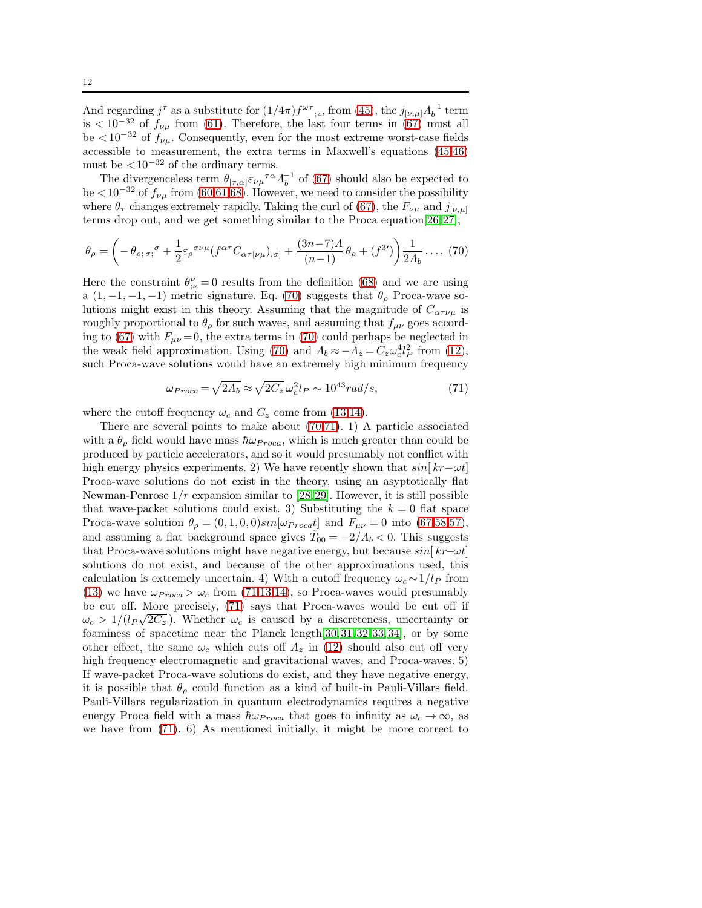And regarding $j^\tau$ as a substitute for $(1/4\pi)f^{\omega\tau}{}_{;\omega}$ from (45), the $j_{[\nu,\mu]}\Lambda_b^{-1}$ term is $<10^{-32}$ of $f_{\nu\mu}$ from (61). Therefore, the last four terms in (67) must all be $<10^{-32}$ of $f_{\nu\mu}$. Consequently, even for the most extreme worst-case fields accessible to measurement, the extra terms in Maxwell's equations (45,46) must be $<10^{-32}$ of the ordinary terms.

The divergenceless term $\theta_{[\tau,\alpha]}\varepsilon_{\nu\mu}{}^{\tau\alpha}\Lambda_b^{-1}$ of (67) should also be expected to be $<10^{-32}$ of $f_{\nu\mu}$ from (60,61,68). However, we need to consider the possibility where $\theta_\tau$ changes extremely rapidly. Taking the curl of (67), the $F_{\nu\mu}$ and $j_{[\nu,\mu]}$ terms drop out, and we get something similar to the Proca equation[26,27],

$$\theta_\rho = \left(-\,\theta_{\rho;\sigma;}{}^{\sigma} + \frac{1}{2}\varepsilon_\rho{}^{\sigma\nu\mu}(f^{\alpha\tau}C_{\alpha\tau[\nu\mu)},_{\sigma]} + \frac{(3n-7)\Lambda}{(n-1)}\,\theta_\rho + (f^{3\prime})\right)\frac{1}{2\Lambda_b}\ldots. \quad (70)$$

Here the constraint $\theta^\nu_{;\nu}=0$ results from the definition (68) and we are using a $(1,-1,-1,-1)$ metric signature. Eq. (70) suggests that $\theta_\rho$ Proca-wave solutions might exist in this theory. Assuming that the magnitude of $C_{\alpha\tau\nu\mu}$ is roughly proportional to $\theta_\rho$ for such waves, and assuming that $f_{\mu\nu}$ goes according to (67) with $F_{\mu\nu}=0$, the extra terms in (70) could perhaps be neglected in the weak field approximation. Using (70) and $\Lambda_b\approx-\Lambda_z=C_z\omega_c^4 l_P^2$ from (12), such Proca-wave solutions would have an extremely high minimum frequency

$$\omega_{Proca}=\sqrt{2\Lambda_b}\approx\sqrt{2C_z}\,\omega_c^2 l_P\sim 10^{43}rad/s, \quad (71)$$

where the cutoff frequency $\omega_c$ and $C_z$ come from (13,14).

There are several points to make about (70,71). 1) A particle associated with a $\theta_\rho$ field would have mass $\hbar\omega_{Proca}$, which is much greater than could be produced by particle accelerators, and so it would presumably not conflict with high energy physics experiments. 2) We have recently shown that $sin[\,kr-\omega t]$ Proca-wave solutions do not exist in the theory, using an asyptotically flat Newman-Penrose $1/r$ expansion similar to [28,29]. However, it is still possible that wave-packet solutions could exist. 3) Substituting the $k=0$ flat space Proca-wave solution $\theta_\rho=(0,1,0,0)sin[\omega_{Proca}t]$ and $F_{\mu\nu}=0$ into (67,58,57), and assuming a flat background space gives $\bar{T}_{00}=-2/\Lambda_b<0$. This suggests that Proca-wave solutions might have negative energy, but because $sin[\,kr–\omega t]$ solutions do not exist, and because of the other approximations used, this calculation is extremely uncertain. 4) With a cutoff frequency $\omega_c\sim 1/l_P$ from (13) we have $\omega_{Proca}>\omega_c$ from (71,13,14), so Proca-waves would presumably be cut off. More precisely, (71) says that Proca-waves would be cut off if $\omega_c>1/(l_P\sqrt{2C_z}\,)$. Whether $\omega_c$ is caused by a discreteness, uncertainty or foaminess of spacetime near the Planck length[30,31,32,33,34], or by some other effect, the same $\omega_c$ which cuts off $\Lambda_z$ in (12) should also cut off very high frequency electromagnetic and gravitational waves, and Proca-waves. 5) If wave-packet Proca-wave solutions do exist, and they have negative energy, it is possible that $\theta_\rho$ could function as a kind of built-in Pauli-Villars field. Pauli-Villars regularization in quantum electrodynamics requires a negative energy Proca field with a mass $\hbar\omega_{Proca}$ that goes to infinity as $\omega_c\to\infty$, as we have from (71). 6) As mentioned initially, it might be more correct to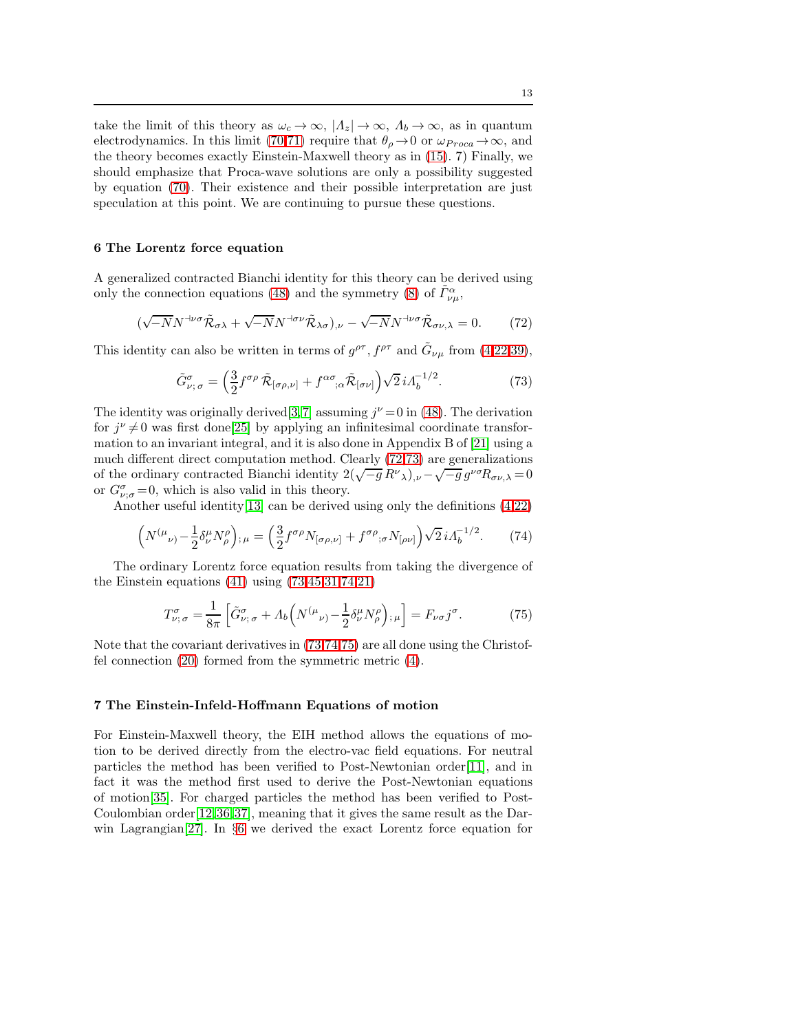take the limit of this theory as $\omega_c \to \infty$, $|\Lambda_z| \to \infty$, $\Lambda_b \to \infty$, as in quantum electrodynamics. In this limit (70,71) require that $\theta_\rho \to 0$ or $\omega_{Proca} \to \infty$, and the theory becomes exactly Einstein-Maxwell theory as in (15). 7) Finally, we should emphasize that Proca-wave solutions are only a possibility suggested by equation (70). Their existence and their possible interpretation are just speculation at this point. We are continuing to pursue these questions.

## 6 The Lorentz force equation

A generalized contracted Bianchi identity for this theory can be derived using only the connection equations (48) and the symmetry (8) of $\tilde{\Gamma}^\alpha_{\nu\mu}$,

$$(\sqrt{-N}N^{\dashv\nu\sigma}\tilde{\mathcal{R}}_{\sigma\lambda} + \sqrt{-N}N^{\dashv\sigma\nu}\tilde{\mathcal{R}}_{\lambda\sigma})_{,\nu} - \sqrt{-N}N^{\dashv\nu\sigma}\tilde{\mathcal{R}}_{\sigma\nu,\lambda} = 0. \tag{72}$$

This identity can also be written in terms of $g^{\rho\tau}$, $f^{\rho\tau}$ and $\tilde{G}_{\nu\mu}$ from (4,22,39),

$$\tilde{G}^\sigma_{\nu;\,\sigma} = \Big(\frac{3}{2}f^{\sigma\rho}\,\tilde{\mathcal{R}}_{[\sigma\rho,\nu]} + f^{\alpha\sigma}{}_{;\alpha}\tilde{\mathcal{R}}_{[\sigma\nu]}\Big)\sqrt{2}\,i\Lambda_b^{-1/2}. \tag{73}$$

The identity was originally derived[3,7] assuming $j^\nu = 0$ in (48). The derivation for $j^\nu \neq 0$ was first done[25] by applying an infinitesimal coordinate transformation to an invariant integral, and it is also done in Appendix B of [21] using a much different direct computation method. Clearly (72,73) are generalizations of the ordinary contracted Bianchi identity $2(\sqrt{-g}\,R^\nu{}_\lambda)_{,\nu} - \sqrt{-g}\,g^{\nu\sigma}R_{\sigma\nu,\lambda} = 0$ or $G^\sigma_{\nu;\sigma} = 0$, which is also valid in this theory.

Another useful identity[13] can be derived using only the definitions (4,22)

$$\Big(N^{(\mu}{}_{\nu)} - \frac{1}{2}\delta^\mu_\nu N^\rho_\rho\Big)_{;\,\mu} = \Big(\frac{3}{2}f^{\sigma\rho}N_{[\sigma\rho,\nu]} + f^{\sigma\rho}{}_{;\sigma}N_{[\rho\nu]}\Big)\sqrt{2}\,i\Lambda_b^{-1/2}. \tag{74}$$

The ordinary Lorentz force equation results from taking the divergence of the Einstein equations (41) using (73,45,31,74,21)

$$T^\sigma_{\nu;\,\sigma} = \frac{1}{8\pi}\left[\tilde{G}^\sigma_{\nu;\,\sigma} + \Lambda_b\Big(N^{(\mu}{}_{\nu)} - \frac{1}{2}\delta^\mu_\nu N^\rho_\rho\Big)_{;\,\mu}\right] = F_{\nu\sigma}j^\sigma. \tag{75}$$

Note that the covariant derivatives in (73,74,75) are all done using the Christoffel connection (20) formed from the symmetric metric (4).

## 7 The Einstein-Infeld-Hoffmann Equations of motion

For Einstein-Maxwell theory, the EIH method allows the equations of motion to be derived directly from the electro-vac field equations. For neutral particles the method has been verified to Post-Newtonian order[11], and in fact it was the method first used to derive the Post-Newtonian equations of motion[35]. For charged particles the method has been verified to Post-Coulombian order[12,36,37], meaning that it gives the same result as the Darwin Lagrangian[27]. In §6 we derived the exact Lorentz force equation for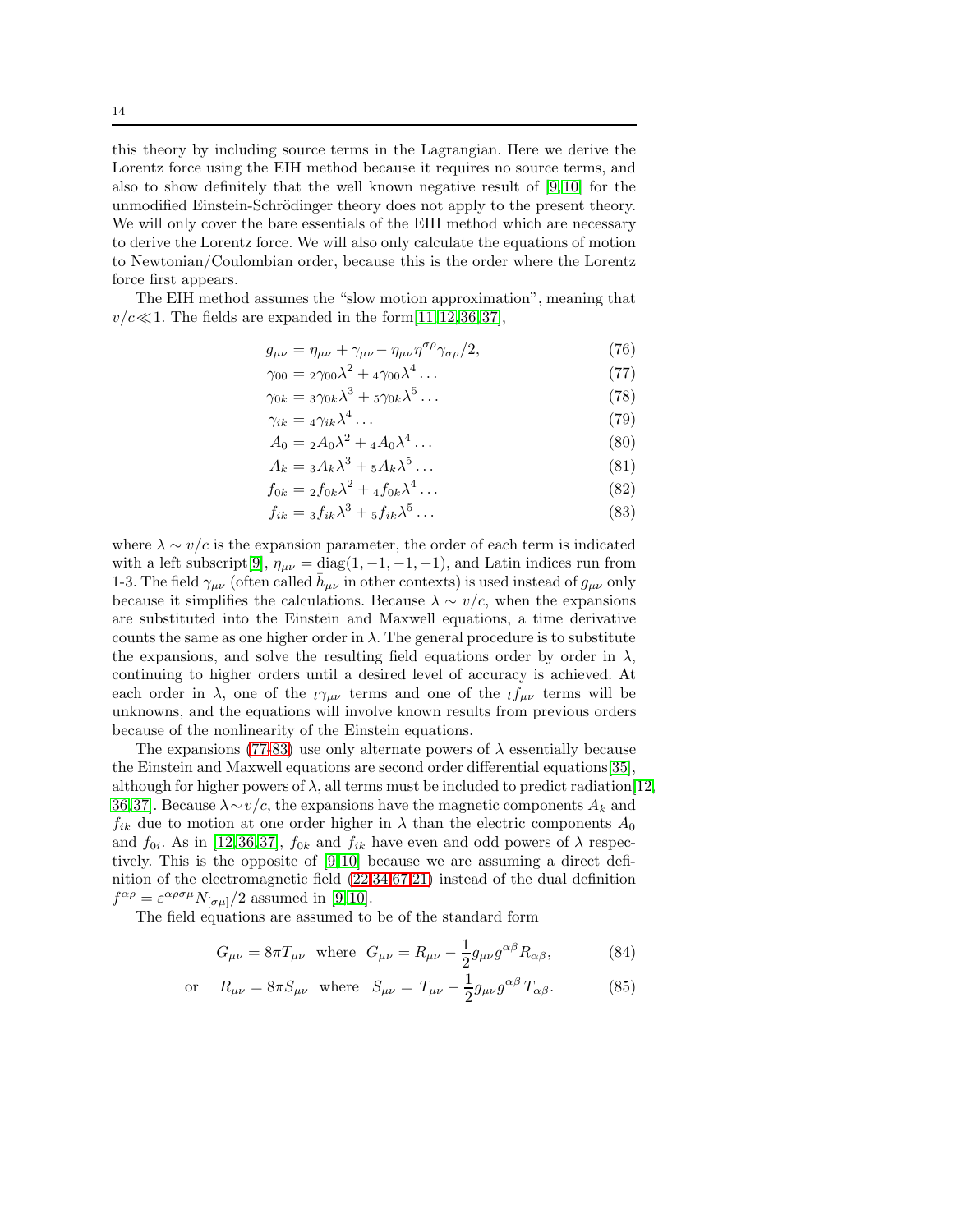this theory by including source terms in the Lagrangian. Here we derive the Lorentz force using the EIH method because it requires no source terms, and also to show definitely that the well known negative result of [9,10] for the unmodified Einstein-Schrödinger theory does not apply to the present theory. We will only cover the bare essentials of the EIH method which are necessary to derive the Lorentz force. We will also only calculate the equations of motion to Newtonian/Coulombian order, because this is the order where the Lorentz force first appears.

The EIH method assumes the "slow motion approximation", meaning that $v/c \ll 1$. The fields are expanded in the form[11,12,36,37],

$$g_{\mu\nu} = \eta_{\mu\nu} + \gamma_{\mu\nu} - \eta_{\mu\nu}\eta^{\sigma\rho}\gamma_{\sigma\rho}/2, \tag{76}$$

$$\gamma_{00} = {}_2\gamma_{00}\lambda^2 + {}_4\gamma_{00}\lambda^4 \ldots \tag{77}$$

$$\gamma_{0k} = {}_3\gamma_{0k}\lambda^3 + {}_5\gamma_{0k}\lambda^5 \ldots \tag{78}$$

$$\gamma_{ik} = {}_4\gamma_{ik}\lambda^4 \ldots \tag{79}$$

$$A_0 = {}_2A_0\lambda^2 + {}_4A_0\lambda^4 \ldots \tag{80}$$

$$A_k = {}_3A_k\lambda^3 + {}_5A_k\lambda^5 \ldots \tag{81}$$

$$f_{0k} = {}_2f_{0k}\lambda^2 + {}_4f_{0k}\lambda^4 \ldots \tag{82}$$

$$f_{ik} = {}_3f_{ik}\lambda^3 + {}_5f_{ik}\lambda^5 \ldots \tag{83}$$

where $\lambda \sim v/c$ is the expansion parameter, the order of each term is indicated with a left subscript[9], $\eta_{\mu\nu} = \mathrm{diag}(1, -1, -1, -1)$, and Latin indices run from 1-3. The field $\gamma_{\mu\nu}$ (often called $\bar{h}_{\mu\nu}$ in other contexts) is used instead of $g_{\mu\nu}$ only because it simplifies the calculations. Because $\lambda \sim v/c$, when the expansions are substituted into the Einstein and Maxwell equations, a time derivative counts the same as one higher order in $\lambda$. The general procedure is to substitute the expansions, and solve the resulting field equations order by order in $\lambda$, continuing to higher orders until a desired level of accuracy is achieved. At each order in $\lambda$, one of the ${}_l\gamma_{\mu\nu}$ terms and one of the ${}_lf_{\mu\nu}$ terms will be unknowns, and the equations will involve known results from previous orders because of the nonlinearity of the Einstein equations.

The expansions (77-83) use only alternate powers of $\lambda$ essentially because the Einstein and Maxwell equations are second order differential equations[35], although for higher powers of $\lambda$, all terms must be included to predict radiation[12, 36,37]. Because $\lambda \sim v/c$, the expansions have the magnetic components $A_k$ and $f_{ik}$ due to motion at one order higher in $\lambda$ than the electric components $A_0$ and $f_{0i}$. As in [12,36,37], $f_{0k}$ and $f_{ik}$ have even and odd powers of $\lambda$ respectively. This is the opposite of [9,10] because we are assuming a direct definition of the electromagnetic field (22,34,67,21) instead of the dual definition $f^{\alpha\rho} = \varepsilon^{\alpha\rho\sigma\mu}N_{[\sigma\mu]}/2$ assumed in [9,10].

The field equations are assumed to be of the standard form

$$G_{\mu\nu} = 8\pi T_{\mu\nu} \quad \text{where} \quad G_{\mu\nu} = R_{\mu\nu} - \frac{1}{2}g_{\mu\nu}g^{\alpha\beta}R_{\alpha\beta}, \tag{84}$$

$$\text{or} \quad R_{\mu\nu} = 8\pi S_{\mu\nu} \quad \text{where} \quad S_{\mu\nu} = T_{\mu\nu} - \frac{1}{2}g_{\mu\nu}g^{\alpha\beta}T_{\alpha\beta}. \tag{85}$$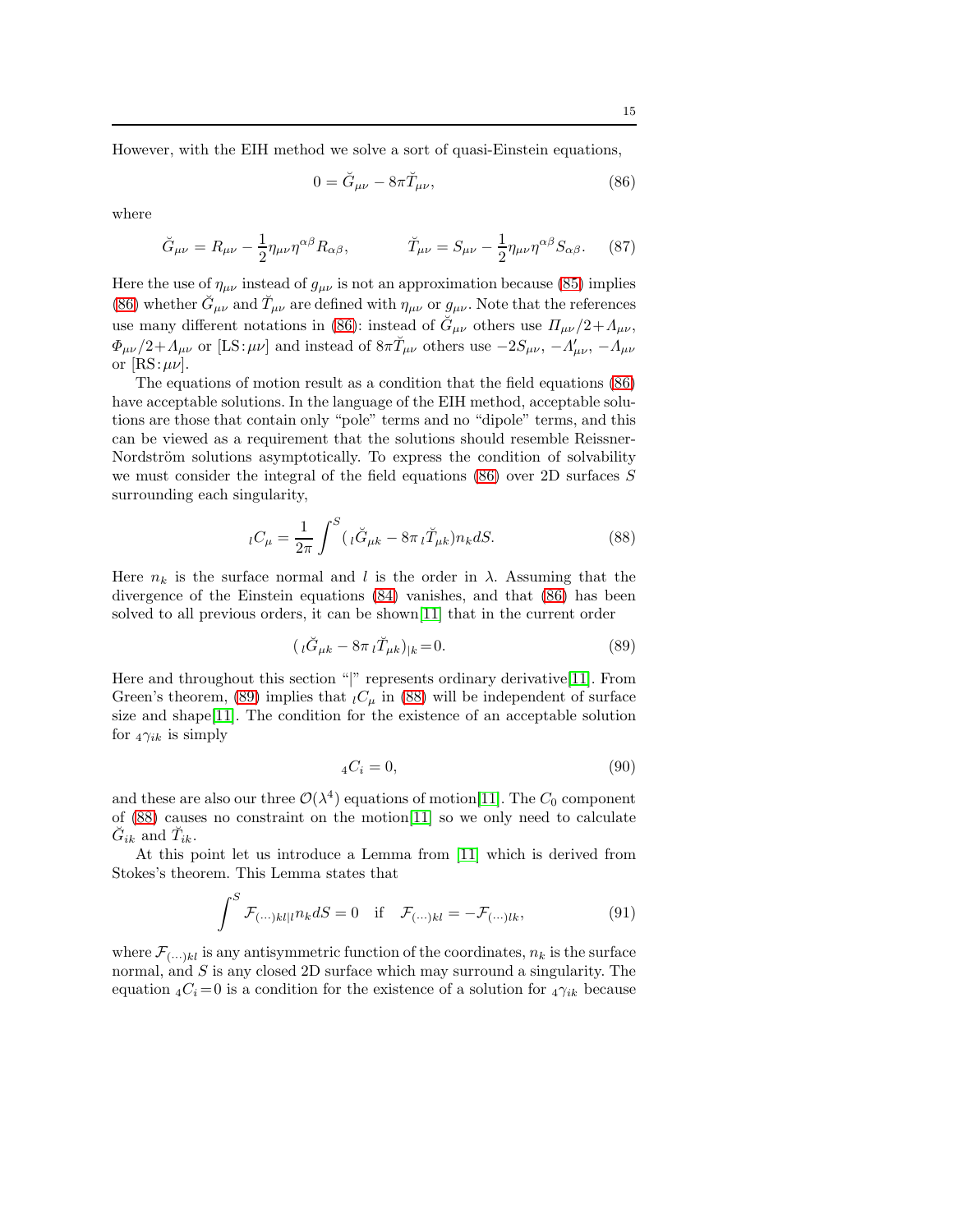However, with the EIH method we solve a sort of quasi-Einstein equations,

$$0 = \breve{G}_{\mu\nu} - 8\pi \breve{T}_{\mu\nu}, \tag{86}$$

where

$$\breve{G}_{\mu\nu} = R_{\mu\nu} - \frac{1}{2}\eta_{\mu\nu}\eta^{\alpha\beta}R_{\alpha\beta}, \qquad \breve{T}_{\mu\nu} = S_{\mu\nu} - \frac{1}{2}\eta_{\mu\nu}\eta^{\alpha\beta}S_{\alpha\beta}. \tag{87}$$

Here the use of $\eta_{\mu\nu}$ instead of $g_{\mu\nu}$ is not an approximation because (85) implies (86) whether $\breve{G}_{\mu\nu}$ and $\breve{T}_{\mu\nu}$ are defined with $\eta_{\mu\nu}$ or $g_{\mu\nu}$. Note that the references use many different notations in (86): instead of $\breve{G}_{\mu\nu}$ others use $\mathit{\Pi}_{\mu\nu}/2 + \mathit{\Lambda}_{\mu\nu}$, $\mathit{\Phi}_{\mu\nu}/2 + \mathit{\Lambda}_{\mu\nu}$ or [LS:$\mu\nu$] and instead of $8\pi\breve{T}_{\mu\nu}$ others use $-2S_{\mu\nu}$, $-\mathit{\Lambda}'_{\mu\nu}$, $-\mathit{\Lambda}_{\mu\nu}$ or [RS:$\mu\nu$].

The equations of motion result as a condition that the field equations (86) have acceptable solutions. In the language of the EIH method, acceptable solutions are those that contain only "pole" terms and no "dipole" terms, and this can be viewed as a requirement that the solutions should resemble Reissner-Nordström solutions asymptotically. To express the condition of solvability we must consider the integral of the field equations (86) over 2D surfaces $S$ surrounding each singularity,

$$_{l}C_{\mu} = \frac{1}{2\pi}\int^{S} ({}_{l}\breve{G}_{\mu k} - 8\pi\, {}_{l}\breve{T}_{\mu k}) n_k dS. \tag{88}$$

Here $n_k$ is the surface normal and $l$ is the order in $\lambda$. Assuming that the divergence of the Einstein equations (84) vanishes, and that (86) has been solved to all previous orders, it can be shown[11] that in the current order

$$({}_{l}\breve{G}_{\mu k} - 8\pi\, {}_{l}\breve{T}_{\mu k})_{|k} = 0. \tag{89}$$

Here and throughout this section "|" represents ordinary derivative[11]. From Green's theorem, (89) implies that ${}_{l}C_{\mu}$ in (88) will be independent of surface size and shape[11]. The condition for the existence of an acceptable solution for ${}_{4}\gamma_{ik}$ is simply

$$_{4}C_{i} = 0, \tag{90}$$

and these are also our three $\mathcal{O}(\lambda^4)$ equations of motion[11]. The $C_0$ component of (88) causes no constraint on the motion[11] so we only need to calculate $\breve{G}_{ik}$ and $\breve{T}_{ik}$.

At this point let us introduce a Lemma from [11] which is derived from Stokes's theorem. This Lemma states that

$$\int^{S} \mathcal{F}_{(\cdots)kl|l} n_k dS = 0 \quad \text{if} \quad \mathcal{F}_{(\cdots)kl} = -\mathcal{F}_{(\cdots)lk}, \tag{91}$$

where $\mathcal{F}_{(\cdots)kl}$ is any antisymmetric function of the coordinates, $n_k$ is the surface normal, and $S$ is any closed 2D surface which may surround a singularity. The equation ${}_{4}C_i = 0$ is a condition for the existence of a solution for ${}_{4}\gamma_{ik}$ because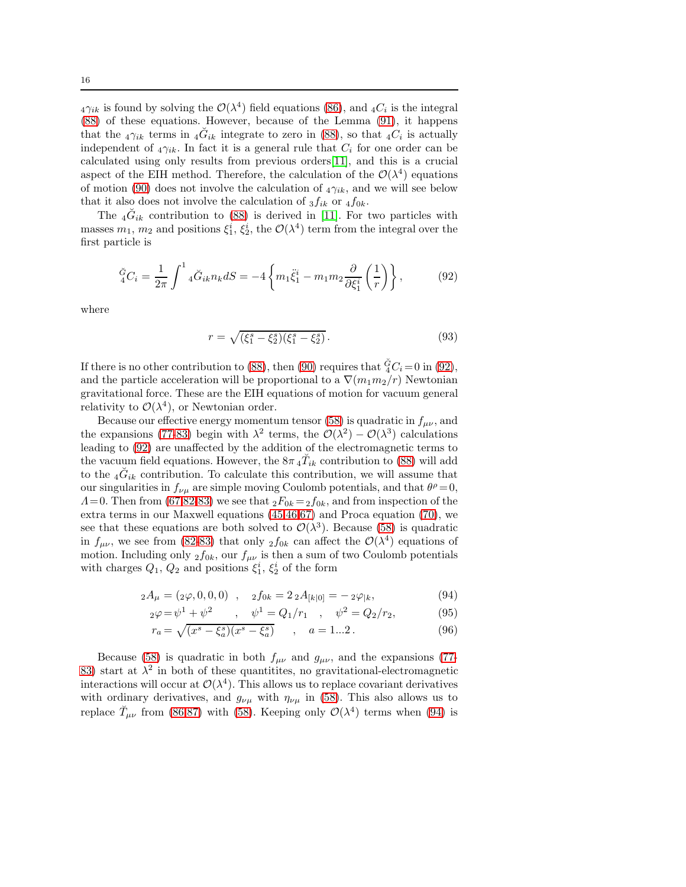${}_4\gamma_{ik}$ is found by solving the $\mathcal{O}(\lambda^4)$ field equations (86), and ${}_4C_i$ is the integral (88) of these equations. However, because of the Lemma (91), it happens that the ${}_4\gamma_{ik}$ terms in ${}_4\breve{G}_{ik}$ integrate to zero in (88), so that ${}_4C_i$ is actually independent of ${}_4\gamma_{ik}$. In fact it is a general rule that $C_i$ for one order can be calculated using only results from previous orders[11], and this is a crucial aspect of the EIH method. Therefore, the calculation of the $\mathcal{O}(\lambda^4)$ equations of motion (90) does not involve the calculation of ${}_4\gamma_{ik}$, and we will see below that it also does not involve the calculation of ${}_3f_{ik}$ or ${}_4f_{0k}$.

The ${}_4\breve{G}_{ik}$ contribution to (88) is derived in [11]. For two particles with masses $m_1$, $m_2$ and positions $\xi_1^i$, $\xi_2^i$, the $\mathcal{O}(\lambda^4)$ term from the integral over the first particle is

$$
{}^{\breve{G}}_{4}C_i = \frac{1}{2\pi}\int^{1} {}_4\breve{G}_{ik} n_k dS = -4\left\{ m_1\ddot{\xi}_1^i - m_1 m_2 \frac{\partial}{\partial \xi_1^i}\left(\frac{1}{r}\right)\right\}, \tag{92}
$$

where

$$
r = \sqrt{(\xi_1^s - \xi_2^s)(\xi_1^s - \xi_2^s)}\,. \tag{93}
$$

If there is no other contribution to (88), then (90) requires that ${}^{\breve{G}}_{4}C_i = 0$ in (92), and the particle acceleration will be proportional to a $\nabla(m_1 m_2/r)$ Newtonian gravitational force. These are the EIH equations of motion for vacuum general relativity to $\mathcal{O}(\lambda^4)$, or Newtonian order.

Because our effective energy momentum tensor (58) is quadratic in $f_{\mu\nu}$, and the expansions (77-83) begin with $\lambda^2$ terms, the $\mathcal{O}(\lambda^2) - \mathcal{O}(\lambda^3)$ calculations leading to (92) are unaffected by the addition of the electromagnetic terms to the vacuum field equations. However, the $8\pi\, {}_4\breve{T}_{ik}$ contribution to (88) will add to the ${}_4\breve{G}_{ik}$ contribution. To calculate this contribution, we will assume that our singularities in $f_{\nu\mu}$ are simple moving Coulomb potentials, and that $\theta^\rho = 0$, $\Lambda = 0$. Then from (67,82,83) we see that ${}_2F_{0k} = {}_2f_{0k}$, and from inspection of the extra terms in our Maxwell equations (45,46,67) and Proca equation (70), we see that these equations are both solved to $\mathcal{O}(\lambda^3)$. Because (58) is quadratic in $f_{\mu\nu}$, we see from (82,83) that only ${}_2f_{0k}$ can affect the $\mathcal{O}(\lambda^4)$ equations of motion. Including only ${}_2f_{0k}$, our $f_{\mu\nu}$ is then a sum of two Coulomb potentials with charges $Q_1$, $Q_2$ and positions $\xi_1^i$, $\xi_2^i$ of the form

$$
{}_2A_\mu = ({}_2\varphi, 0, 0, 0) \quad , \quad {}_2f_{0k} = 2\, {}_2A_{[k|0]} = -\, {}_2\varphi_{|k}, \tag{94}
$$

$$
{}_2\varphi = \psi^1 + \psi^2 \quad , \quad \psi^1 = Q_1/r_1 \quad , \quad \psi^2 = Q_2/r_2, \tag{95}
$$

$$
r_a = \sqrt{(x^s - \xi_a^s)(x^s - \xi_a^s)} \quad , \quad a = 1...2\,. \tag{96}
$$

Because (58) is quadratic in both $f_{\mu\nu}$ and $g_{\mu\nu}$, and the expansions (77-83) start at $\lambda^2$ in both of these quantitites, no gravitational-electromagnetic interactions will occur at $\mathcal{O}(\lambda^4)$. This allows us to replace covariant derivatives with ordinary derivatives, and $g_{\nu\mu}$ with $\eta_{\nu\mu}$ in (58). This also allows us to replace $\breve{T}_{\mu\nu}$ from (86,87) with (58). Keeping only $\mathcal{O}(\lambda^4)$ terms when (94) is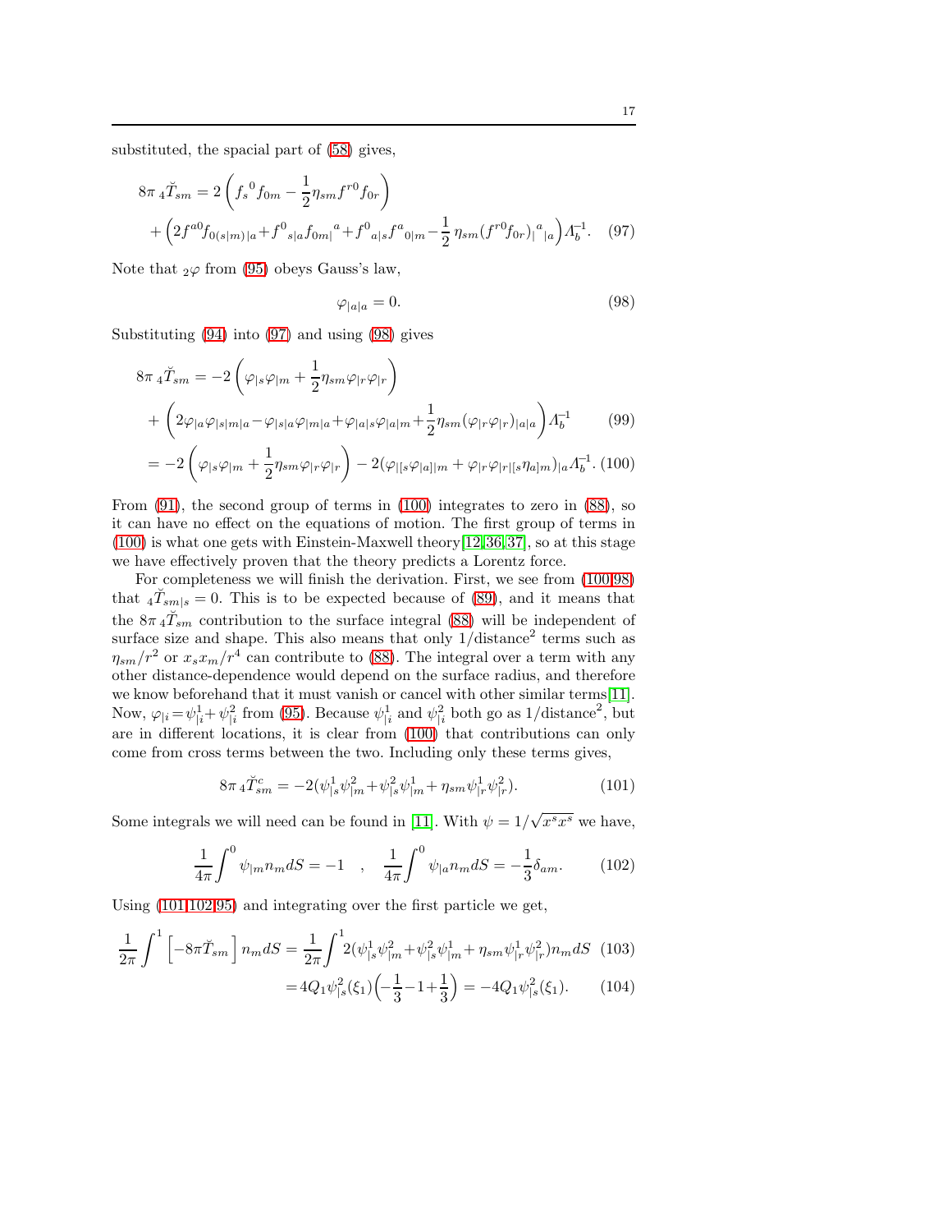substituted, the spacial part of (58) gives,

$$
\begin{aligned}
8\pi\, {}_4\breve{T}_{sm} &= 2\left(f_s{}^0 f_{0m} - \frac{1}{2}\eta_{sm} f^{r0} f_{0r}\right) \\
&+ \left(2f^{a0} f_{0(s|m)|a} + f^0{}_{s|a} f_{0m|}{}^a + f^0{}_{a|s} f^a{}_{0|m} - \frac{1}{2}\,\eta_{sm}(f^{r0} f_{0r})_|{}^a{}_{|a}\right)\Lambda_b^{-1}.
\end{aligned} \tag{97}
$$

Note that ${}_2\varphi$ from (95) obeys Gauss's law,

$$
\varphi_{|a|a} = 0. \tag{98}
$$

Substituting (94) into (97) and using (98) gives

$$
\begin{aligned}
8\pi\, {}_4\breve{T}_{sm} &= -2\left(\varphi_{|s}\varphi_{|m} + \frac{1}{2}\eta_{sm}\varphi_{|r}\varphi_{|r}\right) \\
&+ \left(2\varphi_{|a}\varphi_{|s|m|a} - \varphi_{|s|a}\varphi_{|m|a} + \varphi_{|a|s}\varphi_{|a|m} + \frac{1}{2}\eta_{sm}(\varphi_{|r}\varphi_{|r})_{|a|a}\right)\Lambda_b^{-1} \qquad (99) \\
&= -2\left(\varphi_{|s}\varphi_{|m} + \frac{1}{2}\eta_{sm}\varphi_{|r}\varphi_{|r}\right) - 2(\varphi_{|[s}\varphi_{|a]|m} + \varphi_{|r}\varphi_{|r|[s}\eta_{a]m})_{|a}\Lambda_b^{-1}. \qquad (100)
\end{aligned}
$$

From (91), the second group of terms in (100) integrates to zero in (88), so it can have no effect on the equations of motion. The first group of terms in (100) is what one gets with Einstein-Maxwell theory[12,36,37], so at this stage we have effectively proven that the theory predicts a Lorentz force.

For completeness we will finish the derivation. First, we see from (100,98) that ${}_4\breve{T}_{sm|s} = 0$. This is to be expected because of (89), and it means that the $8\pi\,{}_4\breve{T}_{sm}$ contribution to the surface integral (88) will be independent of surface size and shape. This also means that only 1/distance$^2$ terms such as $\eta_{sm}/r^2$ or $x_s x_m/r^4$ can contribute to (88). The integral over a term with any other distance-dependence would depend on the surface radius, and therefore we know beforehand that it must vanish or cancel with other similar terms[11]. Now, $\varphi_{|i} = \psi^1_{|i} + \psi^2_{|i}$ from (95). Because $\psi^1_{|i}$ and $\psi^2_{|i}$ both go as 1/distance$^2$, but are in different locations, it is clear from (100) that contributions can only come from cross terms between the two. Including only these terms gives,

$$
8\pi\, {}_4\breve{T}^c_{sm} = -2(\psi^1_{|s}\psi^2_{|m} + \psi^2_{|s}\psi^1_{|m} + \eta_{sm}\psi^1_{|r}\psi^2_{|r}). \tag{101}
$$

Some integrals we will need can be found in [11]. With $\psi = 1/\sqrt{x^s x^s}$ we have,

$$
\frac{1}{4\pi}\int^0 \psi_{|m} n_m dS = -1 \quad , \quad \frac{1}{4\pi}\int^0 \psi_{|a} n_m dS = -\frac{1}{3}\delta_{am}. \tag{102}
$$

Using (101,102,95) and integrating over the first particle we get,

$$
\frac{1}{2\pi}\int^1 \left[-8\pi\breve{T}_{sm}\right] n_m dS = \frac{1}{2\pi}\int^1 2(\psi^1_{|s}\psi^2_{|m} + \psi^2_{|s}\psi^1_{|m} + \eta_{sm}\psi^1_{|r}\psi^2_{|r}) n_m dS \tag{103}
$$

$$
= 4Q_1\psi^2_{|s}(\xi_1)\Big(-\frac{1}{3} - 1 + \frac{1}{3}\Big) = -4Q_1\psi^2_{|s}(\xi_1). \tag{104}
$$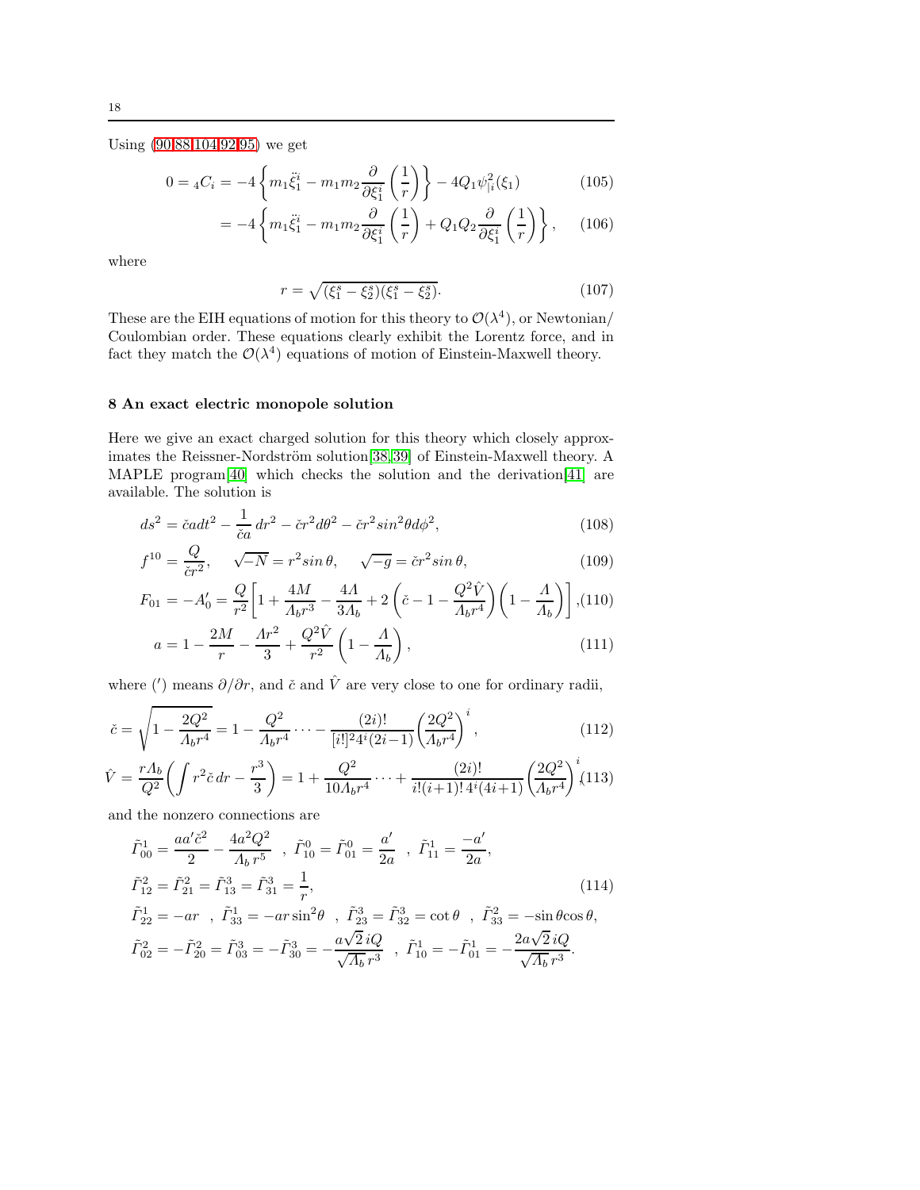Using (90,88,104,92,95) we get

$$0 = {}_4C_i = -4\left\{m_1\ddot{\xi}_1^i - m_1 m_2 \frac{\partial}{\partial \xi_1^i}\left(\frac{1}{r}\right)\right\} - 4Q_1\psi^2_{|i}(\xi_1) \tag{105}$$

$$= -4\left\{m_1\ddot{\xi}_1^i - m_1 m_2 \frac{\partial}{\partial \xi_1^i}\left(\frac{1}{r}\right) + Q_1 Q_2 \frac{\partial}{\partial \xi_1^i}\left(\frac{1}{r}\right)\right\}, \tag{106}$$

where

$$r = \sqrt{(\xi_1^s - \xi_2^s)(\xi_1^s - \xi_2^s)}. \tag{107}$$

These are the EIH equations of motion for this theory to $\mathcal{O}(\lambda^4)$, or Newtonian/ Coulombian order. These equations clearly exhibit the Lorentz force, and in fact they match the $\mathcal{O}(\lambda^4)$ equations of motion of Einstein-Maxwell theory.

## 8 An exact electric monopole solution

Here we give an exact charged solution for this theory which closely approximates the Reissner-Nordström solution[38,39] of Einstein-Maxwell theory. A MAPLE program[40] which checks the solution and the derivation[41] are available. The solution is

$$ds^2 = \check{c}a dt^2 - \frac{1}{\check{c}a}\,dr^2 - \check{c}r^2 d\theta^2 - \check{c}r^2 sin^2\theta d\phi^2, \tag{108}$$

$$f^{10} = \frac{Q}{\check{c}r^2}, \qquad \sqrt{-N} = r^2 sin\,\theta, \qquad \sqrt{-g} = \check{c}r^2 sin\,\theta, \tag{109}$$

$$F_{01} = -A_0' = \frac{Q}{r^2}\left[1 + \frac{4M}{\Lambda_b r^3} - \frac{4\Lambda}{3\Lambda_b} + 2\left(\check{c} - 1 - \frac{Q^2\hat{V}}{\Lambda_b r^4}\right)\left(1 - \frac{\Lambda}{\Lambda_b}\right)\right], \tag{110}$$

$$a = 1 - \frac{2M}{r} - \frac{\Lambda r^2}{3} + \frac{Q^2\hat{V}}{r^2}\left(1 - \frac{\Lambda}{\Lambda_b}\right), \tag{111}$$

where ($'$) means $\partial/\partial r$, and $\check{c}$ and $\hat{V}$ are very close to one for ordinary radii,

$$\check{c} = \sqrt{1 - \frac{2Q^2}{\Lambda_b r^4}} = 1 - \frac{Q^2}{\Lambda_b r^4} \cdots - \frac{(2i)!}{[i!]^2 4^i (2i-1)}\left(\frac{2Q^2}{\Lambda_b r^4}\right)^i, \tag{112}$$

$$\hat{V} = \frac{r\Lambda_b}{Q^2}\left(\int r^2 \check{c}\,dr - \frac{r^3}{3}\right) = 1 + \frac{Q^2}{10\Lambda_b r^4} \cdots + \frac{(2i)!}{i!(i+1)!\,4^i(4i+1)}\left(\frac{2Q^2}{\Lambda_b r^4}\right)^i, \tag{113}$$

and the nonzero connections are

$$\begin{aligned}
&\tilde{\Gamma}^1_{00} = \frac{aa'\check{c}^2}{2} - \frac{4a^2Q^2}{\Lambda_b\, r^5} \;\;,\; \tilde{\Gamma}^0_{10} = \tilde{\Gamma}^0_{01} = \frac{a'}{2a} \;\;,\; \tilde{\Gamma}^1_{11} = \frac{-a'}{2a},\\
&\tilde{\Gamma}^2_{12} = \tilde{\Gamma}^2_{21} = \tilde{\Gamma}^3_{13} = \tilde{\Gamma}^3_{31} = \frac{1}{r},\\
&\tilde{\Gamma}^1_{22} = -ar \;\;,\; \tilde{\Gamma}^1_{33} = -ar\sin^2\theta \;\;,\; \tilde{\Gamma}^3_{23} = \tilde{\Gamma}^3_{32} = \cot\theta \;\;,\; \tilde{\Gamma}^2_{33} = -\sin\theta\cos\theta,\\
&\tilde{\Gamma}^2_{02} = -\tilde{\Gamma}^2_{20} = \tilde{\Gamma}^3_{03} = -\tilde{\Gamma}^3_{30} = -\frac{a\sqrt{2}\,iQ}{\sqrt{\Lambda_b}\,r^3} \;\;,\; \tilde{\Gamma}^1_{10} = -\tilde{\Gamma}^1_{01} = -\frac{2a\sqrt{2}\,iQ}{\sqrt{\Lambda_b}\,r^3}.
\end{aligned} \tag{114}$$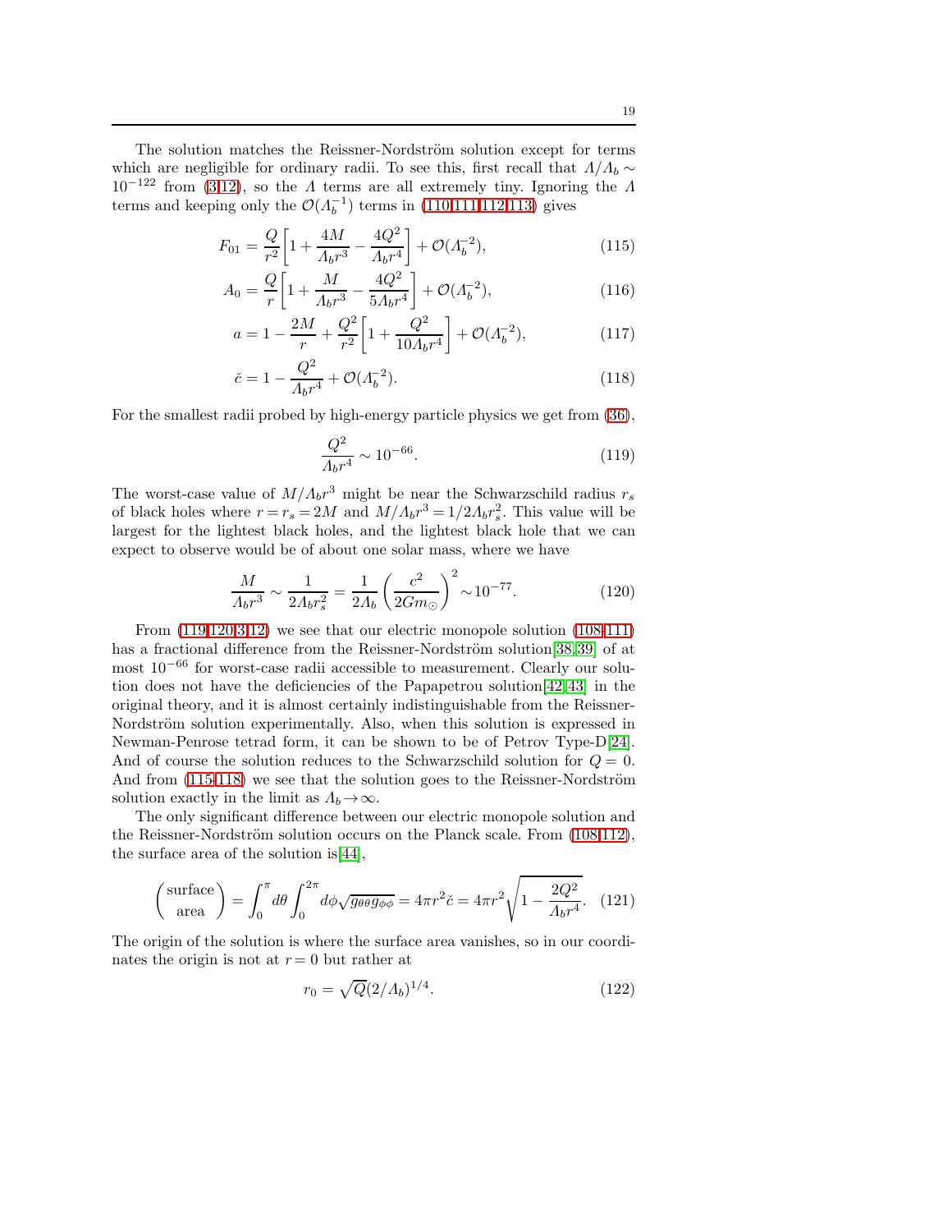The solution matches the Reissner-Nordström solution except for terms which are negligible for ordinary radii. To see this, first recall that $\Lambda/\Lambda_b \sim 10^{-122}$ from (3,12), so the $\Lambda$ terms are all extremely tiny. Ignoring the $\Lambda$ terms and keeping only the $\mathcal{O}(\Lambda_b^{-1})$ terms in (110,111,112,113) gives

$$F_{01} = \frac{Q}{r^2}\left[1 + \frac{4M}{\Lambda_b r^3} - \frac{4Q^2}{\Lambda_b r^4}\right] + \mathcal{O}(\Lambda_b^{-2}), \tag{115}$$

$$A_0 = \frac{Q}{r}\left[1 + \frac{M}{\Lambda_b r^3} - \frac{4Q^2}{5\Lambda_b r^4}\right] + \mathcal{O}(\Lambda_b^{-2}), \tag{116}$$

$$a = 1 - \frac{2M}{r} + \frac{Q^2}{r^2}\left[1 + \frac{Q^2}{10\Lambda_b r^4}\right] + \mathcal{O}(\Lambda_b^{-2}), \tag{117}$$

$$\check{c} = 1 - \frac{Q^2}{\Lambda_b r^4} + \mathcal{O}(\Lambda_b^{-2}). \tag{118}$$

For the smallest radii probed by high-energy particle physics we get from (36),

$$\frac{Q^2}{\Lambda_b r^4} \sim 10^{-66}. \tag{119}$$

The worst-case value of $M/\Lambda_b r^3$ might be near the Schwarzschild radius $r_s$ of black holes where $r = r_s = 2M$ and $M/\Lambda_b r^3 = 1/2\Lambda_b r_s^2$. This value will be largest for the lightest black holes, and the lightest black hole that we can expect to observe would be of about one solar mass, where we have

$$\frac{M}{\Lambda_b r^3} \sim \frac{1}{2\Lambda_b r_s^2} = \frac{1}{2\Lambda_b}\left(\frac{c^2}{2Gm_\odot}\right)^2 \sim 10^{-77}. \tag{120}$$

From (119,120,3,12) we see that our electric monopole solution (108-111) has a fractional difference from the Reissner-Nordström solution[38,39] of at most $10^{-66}$ for worst-case radii accessible to measurement. Clearly our solution does not have the deficiencies of the Papapetrou solution[42,43] in the original theory, and it is almost certainly indistinguishable from the Reissner-Nordström solution experimentally. Also, when this solution is expressed in Newman-Penrose tetrad form, it can be shown to be of Petrov Type-D[24]. And of course the solution reduces to the Schwarzschild solution for $Q = 0$. And from (115-118) we see that the solution goes to the Reissner-Nordström solution exactly in the limit as $\Lambda_b \to \infty$.

The only significant difference between our electric monopole solution and the Reissner-Nordström solution occurs on the Planck scale. From (108,112), the surface area of the solution is[44],

$$\begin{pmatrix}\text{surface}\\ \text{area}\end{pmatrix} = \int_0^\pi d\theta \int_0^{2\pi} d\phi \sqrt{g_{\theta\theta} g_{\phi\phi}} = 4\pi r^2 \check{c} = 4\pi r^2 \sqrt{1 - \frac{2Q^2}{\Lambda_b r^4}}. \tag{121}$$

The origin of the solution is where the surface area vanishes, so in our coordinates the origin is not at $r = 0$ but rather at

$$r_0 = \sqrt{Q}(2/\Lambda_b)^{1/4}. \tag{122}$$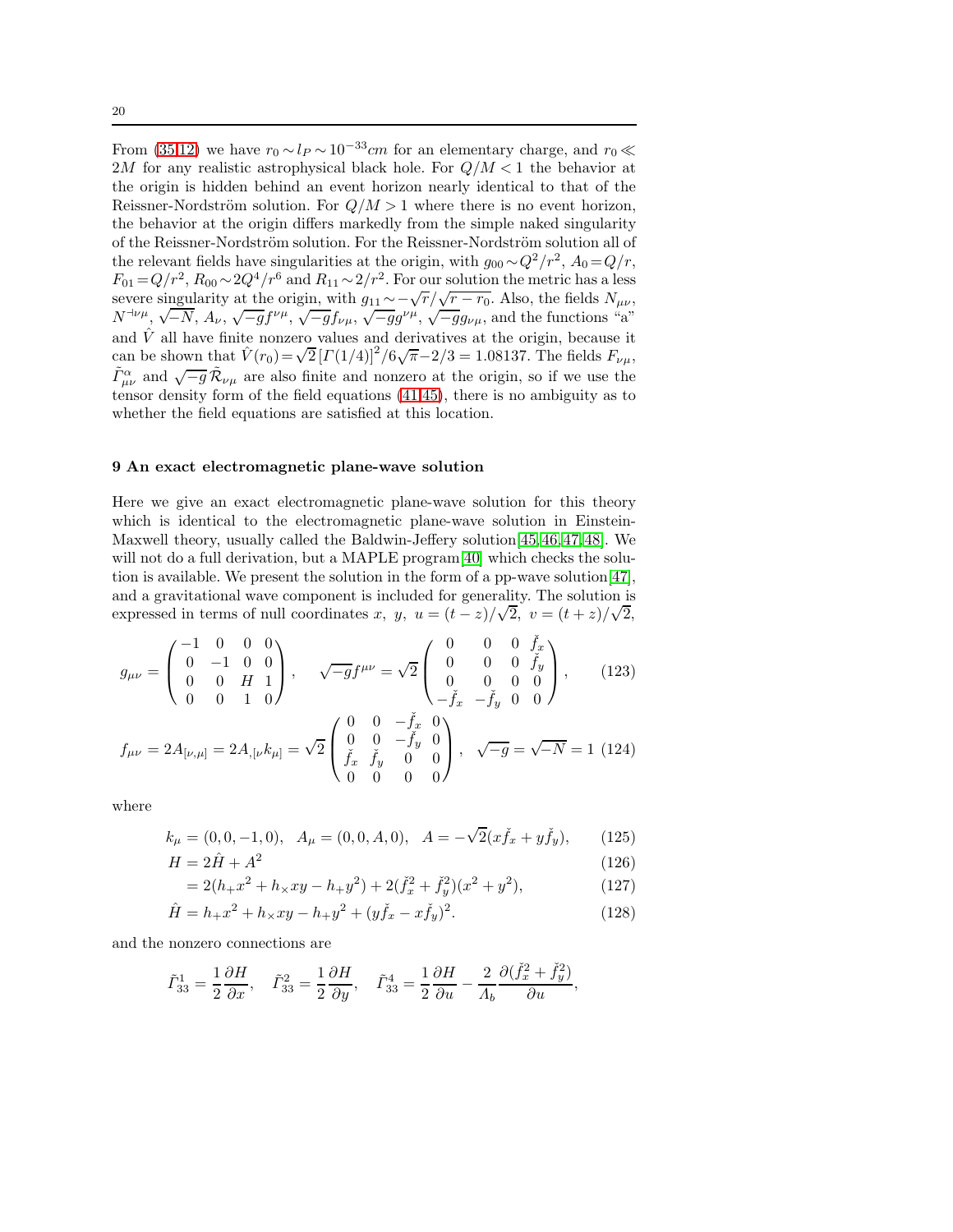From (35,12) we have $r_0 \sim l_P \sim 10^{-33}cm$ for an elementary charge, and $r_0 \ll 2M$ for any realistic astrophysical black hole. For $Q/M < 1$ the behavior at the origin is hidden behind an event horizon nearly identical to that of the Reissner-Nordström solution. For $Q/M > 1$ where there is no event horizon, the behavior at the origin differs markedly from the simple naked singularity of the Reissner-Nordström solution. For the Reissner-Nordström solution all of the relevant fields have singularities at the origin, with $g_{00} \sim Q^2/r^2$, $A_0 = Q/r$, $F_{01} = Q/r^2$, $R_{00} \sim 2Q^4/r^6$ and $R_{11} \sim 2/r^2$. For our solution the metric has a less severe singularity at the origin, with $g_{11} \sim -\sqrt{r}/\sqrt{r-r_0}$. Also, the fields $N_{\mu\nu}$, $N^{\dashv\nu\mu}$, $\sqrt{-N}$, $A_\nu$, $\sqrt{-g}f^{\nu\mu}$, $\sqrt{-g}f_{\nu\mu}$, $\sqrt{-g}g^{\nu\mu}$, $\sqrt{-g}g_{\nu\mu}$, and the functions "a" and $\hat{V}$ all have finite nonzero values and derivatives at the origin, because it can be shown that $\hat{V}(r_0) = \sqrt{2}\,[\Gamma(1/4)]^2/6\sqrt{\pi} - 2/3 = 1.08137$. The fields $F_{\nu\mu}$, $\tilde{\Gamma}^\alpha_{\mu\nu}$ and $\sqrt{-g}\,\tilde{\mathcal{R}}_{\nu\mu}$ are also finite and nonzero at the origin, so if we use the tensor density form of the field equations (41,45), there is no ambiguity as to whether the field equations are satisfied at this location.

## 9 An exact electromagnetic plane-wave solution

Here we give an exact electromagnetic plane-wave solution for this theory which is identical to the electromagnetic plane-wave solution in Einstein-Maxwell theory, usually called the Baldwin-Jeffery solution[45,46,47,48]. We will not do a full derivation, but a MAPLE program[40] which checks the solution is available. We present the solution in the form of a pp-wave solution[47], and a gravitational wave component is included for generality. The solution is expressed in terms of null coordinates $x,\ y,\ u = (t-z)/\sqrt{2},\ v = (t+z)/\sqrt{2}$,

$$g_{\mu\nu} = \begin{pmatrix} -1 & 0 & 0 & 0 \\ 0 & -1 & 0 & 0 \\ 0 & 0 & H & 1 \\ 0 & 0 & 1 & 0 \end{pmatrix}, \quad \sqrt{-g}f^{\mu\nu} = \sqrt{2}\begin{pmatrix} 0 & 0 & 0 & \check{f}_x \\ 0 & 0 & 0 & \check{f}_y \\ 0 & 0 & 0 & 0 \\ -\check{f}_x & -\check{f}_y & 0 & 0 \end{pmatrix}, \tag{123}$$

$$f_{\mu\nu} = 2A_{[\nu,\mu]} = 2A_{,[\nu}k_{\mu]} = \sqrt{2}\begin{pmatrix} 0 & 0 & -\check{f}_x & 0 \\ 0 & 0 & -\check{f}_y & 0 \\ \check{f}_x & \check{f}_y & 0 & 0 \\ 0 & 0 & 0 & 0 \end{pmatrix}, \quad \sqrt{-g} = \sqrt{-N} = 1 \tag{124}$$

where

$$k_\mu = (0,0,-1,0), \quad A_\mu = (0,0,A,0), \quad A = -\sqrt{2}(x\check{f}_x + y\check{f}_y), \tag{125}$$

$$H = 2\hat{H} + A^2 \tag{126}$$

$$= 2(h_+x^2 + h_\times xy - h_+y^2) + 2(\check{f}_x^2 + \check{f}_y^2)(x^2+y^2), \tag{127}$$

$$\hat{H} = h_+x^2 + h_\times xy - h_+y^2 + (y\check{f}_x - x\check{f}_y)^2. \tag{128}$$

and the nonzero connections are

$$\tilde{\Gamma}^1_{33} = \frac{1}{2}\frac{\partial H}{\partial x}, \quad \tilde{\Gamma}^2_{33} = \frac{1}{2}\frac{\partial H}{\partial y}, \quad \tilde{\Gamma}^4_{33} = \frac{1}{2}\frac{\partial H}{\partial u} - \frac{2}{\Lambda_b}\frac{\partial(\check{f}_x^2 + \check{f}_y^2)}{\partial u},$$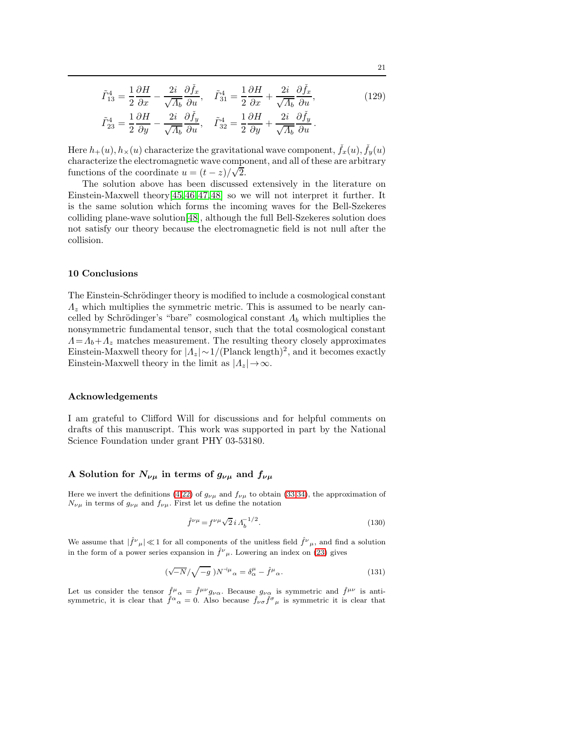$$
\tilde{\Gamma}^4_{13} = \frac{1}{2}\frac{\partial H}{\partial x} - \frac{2i}{\sqrt{\Lambda_b}}\frac{\partial \check{f}_x}{\partial u}, \quad \tilde{\Gamma}^4_{31} = \frac{1}{2}\frac{\partial H}{\partial x} + \frac{2i}{\sqrt{\Lambda_b}}\frac{\partial \check{f}_x}{\partial u}, \tag{129}
$$

$$
\tilde{\Gamma}^4_{23} = \frac{1}{2}\frac{\partial H}{\partial y} - \frac{2i}{\sqrt{\Lambda_b}}\frac{\partial \check{f}_y}{\partial u}, \quad \tilde{\Gamma}^4_{32} = \frac{1}{2}\frac{\partial H}{\partial y} + \frac{2i}{\sqrt{\Lambda_b}}\frac{\partial \check{f}_y}{\partial u}.
$$

Here $h_+(u), h_\times(u)$ characterize the gravitational wave component, $\check{f}_x(u), \check{f}_y(u)$ characterize the electromagnetic wave component, and all of these are arbitrary functions of the coordinate $u = (t-z)/\sqrt{2}$.

The solution above has been discussed extensively in the literature on Einstein-Maxwell theory[45,46,47,48] so we will not interpret it further. It is the same solution which forms the incoming waves for the Bell-Szekeres colliding plane-wave solution[48], although the full Bell-Szekeres solution does not satisfy our theory because the electromagnetic field is not null after the collision.

## 10 Conclusions

The Einstein-Schrödinger theory is modified to include a cosmological constant $\Lambda_z$ which multiplies the symmetric metric. This is assumed to be nearly cancelled by Schrödinger's "bare" cosmological constant $\Lambda_b$ which multiplies the nonsymmetric fundamental tensor, such that the total cosmological constant $\Lambda = \Lambda_b + \Lambda_z$ matches measurement. The resulting theory closely approximates Einstein-Maxwell theory for $|\Lambda_z| \sim 1/(\text{Planck length})^2$, and it becomes exactly Einstein-Maxwell theory in the limit as $|\Lambda_z| \to \infty$.

## Acknowledgements

I am grateful to Clifford Will for discussions and for helpful comments on drafts of this manuscript. This work was supported in part by the National Science Foundation under grant PHY 03-53180.

## A Solution for $N_{\nu\mu}$ in terms of $g_{\nu\mu}$ and $f_{\nu\mu}$

Here we invert the definitions (4,22) of $g_{\nu\mu}$ and $f_{\nu\mu}$ to obtain (33,34), the approximation of $N_{\nu\mu}$ in terms of $g_{\nu\mu}$ and $f_{\nu\mu}$. First let us define the notation

$$
\hat{f}^{\nu\mu} = f^{\nu\mu}\sqrt{2}\, i\, \Lambda_b^{-1/2}. \tag{130}
$$

We assume that $|\hat{f}^\nu{}_\mu| \ll 1$ for all components of the unitless field $\hat{f}^\nu{}_\mu$, and find a solution in the form of a power series expansion in $\hat{f}^\nu{}_\mu$. Lowering an index on (23) gives

$$
(\sqrt{-N}/\sqrt{-g}\,)N^{\dashv\mu}{}_\alpha = \delta^\mu_\alpha - \hat{f}^\mu{}_\alpha. \tag{131}
$$

Let us consider the tensor $\hat{f}^\mu{}_\alpha = \hat{f}^{\mu\nu} g_{\nu\alpha}$. Because $g_{\nu\alpha}$ is symmetric and $\hat{f}^{\mu\nu}$ is antisymmetric, it is clear that $\hat{f}^\alpha{}_\alpha = 0$. Also because $\hat{f}_{\nu\sigma}\hat{f}^\sigma{}_\mu$ is symmetric it is clear that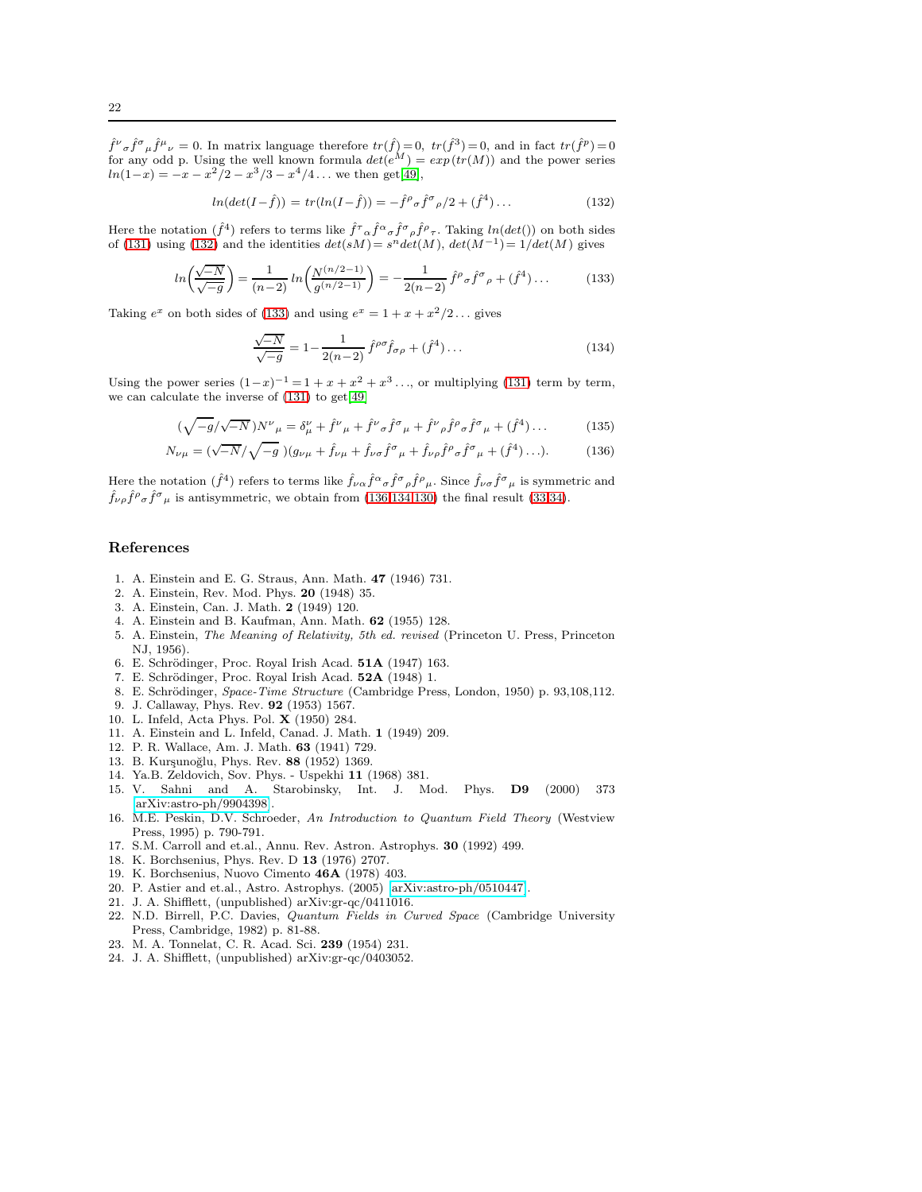$\hat{f}^{\nu}{}_{\sigma}\hat{f}^{\sigma}{}_{\mu}\hat{f}^{\mu}{}_{\nu}=0$. In matrix language therefore $tr(\hat{f})=0$, $tr(\hat{f}^3)=0$, and in fact $tr(\hat{f}^p)=0$ for any odd p. Using the well known formula $det(e^M)=exp(tr(M))$ and the power series $ln(1-x)=-x-x^2/2-x^3/3-x^4/4\ldots$ we then get[49],

$$ln(det(I-\hat{f}))=tr(ln(I-\hat{f}))=-\hat{f}^{\rho}{}_{\sigma}\hat{f}^{\sigma}{}_{\rho}/2+(\hat{f}^4)\ldots \tag{132}$$

Here the notation $(\hat{f}^4)$ refers to terms like $\hat{f}^{\tau}{}_{\alpha}\hat{f}^{\alpha}{}_{\sigma}\hat{f}^{\sigma}{}_{\rho}\hat{f}^{\rho}{}_{\tau}$. Taking $ln(det())$ on both sides of (131) using (132) and the identities $det(sM)=s^n det(M)$, $det(M^{-1})=1/det(M)$ gives

$$ln\left(\frac{\sqrt{-N}}{\sqrt{-g}}\right)=\frac{1}{(n-2)}\,ln\left(\frac{N^{(n/2-1)}}{g^{(n/2-1)}}\right)=-\frac{1}{2(n-2)}\,\hat{f}^{\rho}{}_{\sigma}\hat{f}^{\sigma}{}_{\rho}+(\hat{f}^4)\ldots \tag{133}$$

Taking $e^x$ on both sides of (133) and using $e^x=1+x+x^2/2\ldots$ gives

$$\frac{\sqrt{-N}}{\sqrt{-g}}=1-\frac{1}{2(n-2)}\,\hat{f}^{\rho\sigma}\hat{f}_{\sigma\rho}+(\hat{f}^4)\ldots \tag{134}$$

Using the power series $(1-x)^{-1}=1+x+x^2+x^3\ldots$, or multiplying (131) term by term, we can calculate the inverse of (131) to get[49]

$$(\sqrt{-g}/\sqrt{-N}\,)N^{\nu}{}_{\mu}=\delta^{\nu}_{\mu}+\hat{f}^{\nu}{}_{\mu}+\hat{f}^{\nu}{}_{\sigma}\hat{f}^{\sigma}{}_{\mu}+\hat{f}^{\nu}{}_{\rho}\hat{f}^{\rho}{}_{\sigma}\hat{f}^{\sigma}{}_{\mu}+(\hat{f}^4)\ldots \tag{135}$$

$$N_{\nu\mu}=(\sqrt{-N}/\sqrt{-g}\,)(g_{\nu\mu}+\hat{f}_{\nu\mu}+\hat{f}_{\nu\sigma}\hat{f}^{\sigma}{}_{\mu}+\hat{f}_{\nu\rho}\hat{f}^{\rho}{}_{\sigma}\hat{f}^{\sigma}{}_{\mu}+(\hat{f}^4)\ldots). \tag{136}$$

Here the notation $(\hat{f}^4)$ refers to terms like $\hat{f}_{\nu\alpha}\hat{f}^{\alpha}{}_{\sigma}\hat{f}^{\sigma}{}_{\rho}\hat{f}^{\rho}{}_{\mu}$. Since $\hat{f}_{\nu\sigma}\hat{f}^{\sigma}{}_{\mu}$ is symmetric and $\hat{f}_{\nu\rho}\hat{f}^{\rho}{}_{\sigma}\hat{f}^{\sigma}{}_{\mu}$ is antisymmetric, we obtain from (136,134,130) the final result (33,34).

## References

1. A. Einstein and E. G. Straus, Ann. Math. **47** (1946) 731.
2. A. Einstein, Rev. Mod. Phys. **20** (1948) 35.
3. A. Einstein, Can. J. Math. **2** (1949) 120.
4. A. Einstein and B. Kaufman, Ann. Math. **62** (1955) 128.
5. A. Einstein, *The Meaning of Relativity, 5th ed. revised* (Princeton U. Press, Princeton NJ, 1956).
6. E. Schrödinger, Proc. Royal Irish Acad. **51A** (1947) 163.
7. E. Schrödinger, Proc. Royal Irish Acad. **52A** (1948) 1.
8. E. Schrödinger, *Space-Time Structure* (Cambridge Press, London, 1950) p. 93,108,112.
9. J. Callaway, Phys. Rev. **92** (1953) 1567.
10. L. Infeld, Acta Phys. Pol. **X** (1950) 284.
11. A. Einstein and L. Infeld, Canad. J. Math. **1** (1949) 209.
12. P. R. Wallace, Am. J. Math. **63** (1941) 729.
13. B. Kurşunoǧlu, Phys. Rev. **88** (1952) 1369.
14. Ya.B. Zeldovich, Sov. Phys. - Uspekhi **11** (1968) 381.
15. V. Sahni and A. Starobinsky, Int. J. Mod. Phys. **D9** (2000) 373 arXiv:astro-ph/9904398.
16. M.E. Peskin, D.V. Schroeder, *An Introduction to Quantum Field Theory* (Westview Press, 1995) p. 790-791.
17. S.M. Carroll and et.al., Annu. Rev. Astron. Astrophys. **30** (1992) 499.
18. K. Borchsenius, Phys. Rev. D **13** (1976) 2707.
19. K. Borchsenius, Nuovo Cimento **46A** (1978) 403.
20. P. Astier and et.al., Astro. Astrophys. (2005) arXiv:astro-ph/0510447.
21. J. A. Shifflett, (unpublished) arXiv:gr-qc/0411016.
22. N.D. Birrell, P.C. Davies, *Quantum Fields in Curved Space* (Cambridge University Press, Cambridge, 1982) p. 81-88.
23. M. A. Tonnelat, C. R. Acad. Sci. **239** (1954) 231.
24. J. A. Shifflett, (unpublished) arXiv:gr-qc/0403052.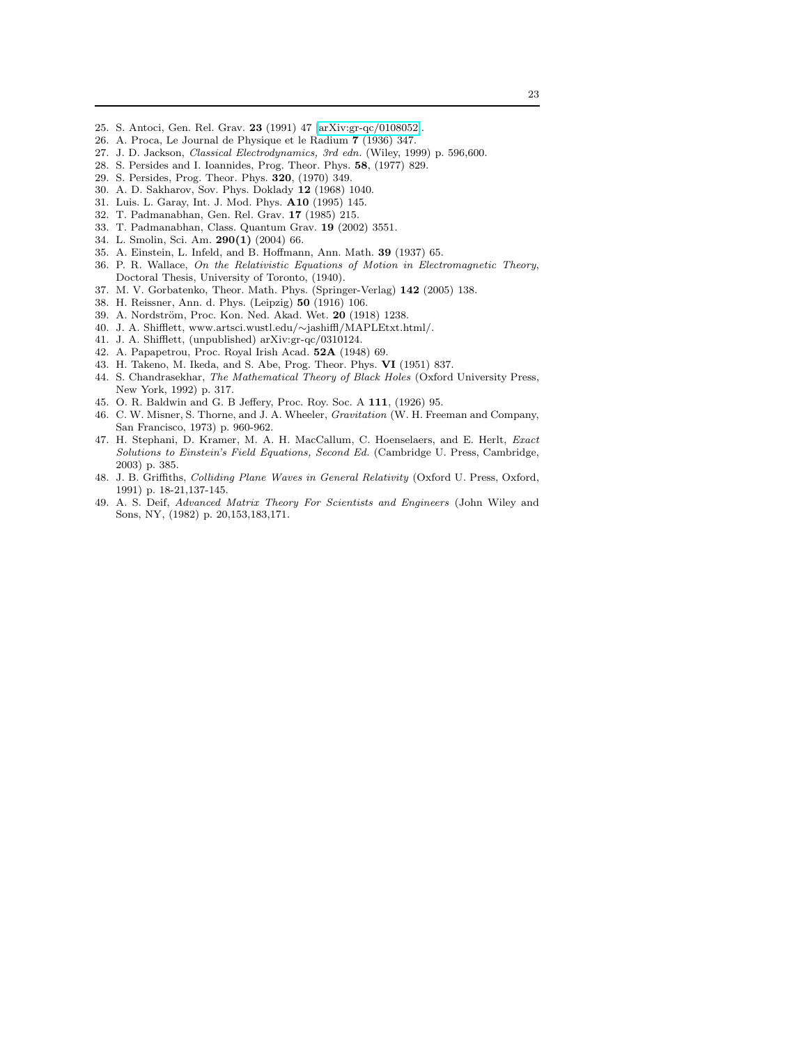25. S. Antoci, Gen. Rel. Grav. **23** (1991) 47 [arXiv:gr-qc/0108052].
26. A. Proca, Le Journal de Physique et le Radium **7** (1936) 347.
27. J. D. Jackson, *Classical Electrodynamics, 3rd edn.* (Wiley, 1999) p. 596,600.
28. S. Persides and I. Ioannides, Prog. Theor. Phys. **58**, (1977) 829.
29. S. Persides, Prog. Theor. Phys. **320**, (1970) 349.
30. A. D. Sakharov, Sov. Phys. Doklady **12** (1968) 1040.
31. Luis. L. Garay, Int. J. Mod. Phys. **A10** (1995) 145.
32. T. Padmanabhan, Gen. Rel. Grav. **17** (1985) 215.
33. T. Padmanabhan, Class. Quantum Grav. **19** (2002) 3551.
34. L. Smolin, Sci. Am. **290(1)** (2004) 66.
35. A. Einstein, L. Infeld, and B. Hoffmann, Ann. Math. **39** (1937) 65.
36. P. R. Wallace, *On the Relativistic Equations of Motion in Electromagnetic Theory*, Doctoral Thesis, University of Toronto, (1940).
37. M. V. Gorbatenko, Theor. Math. Phys. (Springer-Verlag) **142** (2005) 138.
38. H. Reissner, Ann. d. Phys. (Leipzig) **50** (1916) 106.
39. A. Nordström, Proc. Kon. Ned. Akad. Wet. **20** (1918) 1238.
40. J. A. Shifflett, www.artsci.wustl.edu/∼jashiffl/MAPLEtxt.html/.
41. J. A. Shifflett, (unpublished) arXiv:gr-qc/0310124.
42. A. Papapetrou, Proc. Royal Irish Acad. **52A** (1948) 69.
43. H. Takeno, M. Ikeda, and S. Abe, Prog. Theor. Phys. **VI** (1951) 837.
44. S. Chandrasekhar, *The Mathematical Theory of Black Holes* (Oxford University Press, New York, 1992) p. 317.
45. O. R. Baldwin and G. B Jeffery, Proc. Roy. Soc. A **111**, (1926) 95.
46. C. W. Misner, S. Thorne, and J. A. Wheeler, *Gravitation* (W. H. Freeman and Company, San Francisco, 1973) p. 960-962.
47. H. Stephani, D. Kramer, M. A. H. MacCallum, C. Hoenselaers, and E. Herlt, *Exact Solutions to Einstein's Field Equations, Second Ed.* (Cambridge U. Press, Cambridge, 2003) p. 385.
48. J. B. Griffiths, *Colliding Plane Waves in General Relativity* (Oxford U. Press, Oxford, 1991) p. 18-21,137-145.
49. A. S. Deif, *Advanced Matrix Theory For Scientists and Engineers* (John Wiley and Sons, NY, (1982) p. 20,153,183,171.